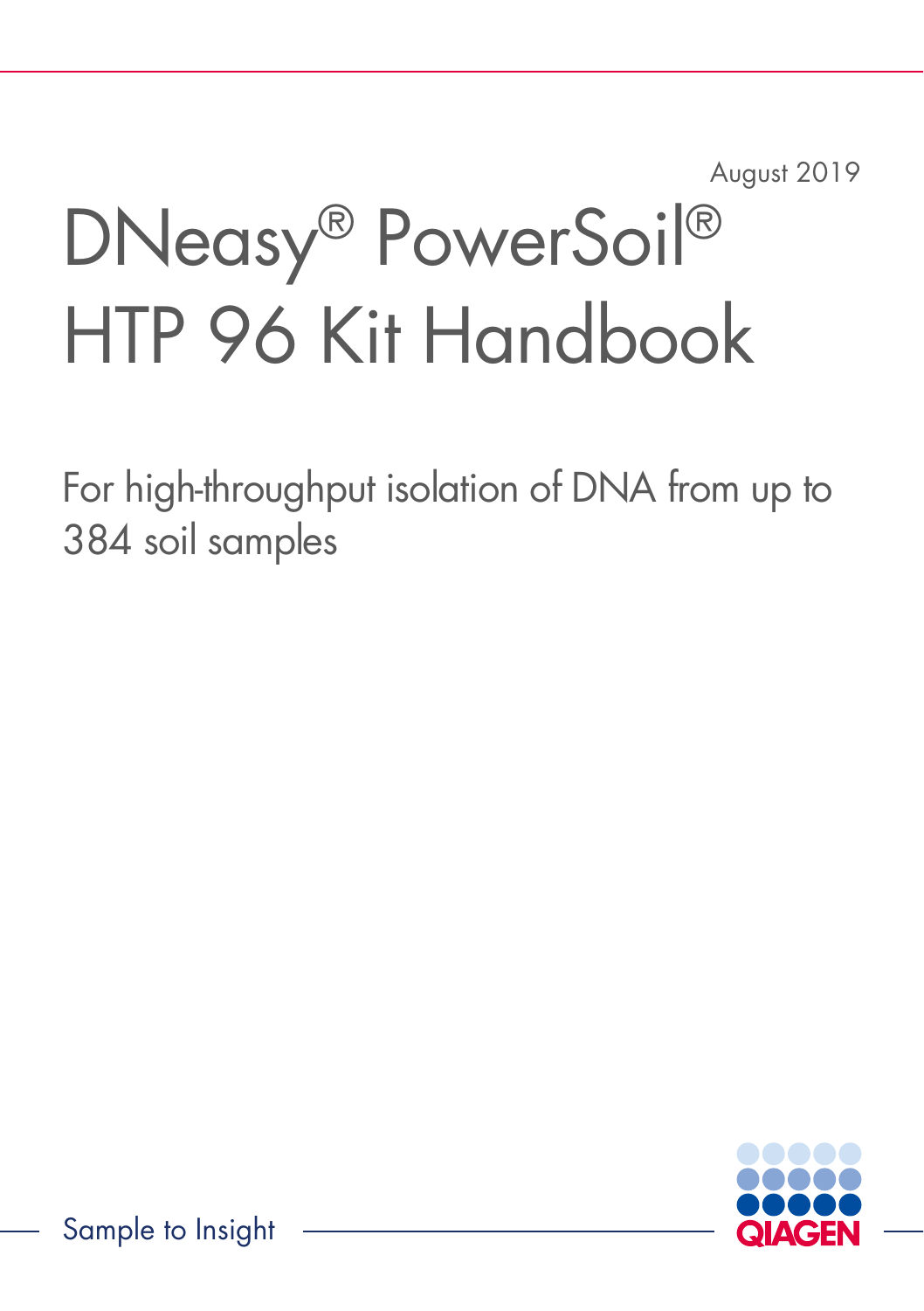August 2019

# DNeasy® PowerSoil® HTP 96 Kit Handbook

For high-throughput isolation of DNA from up to 384 soil samples

Sample to Insight

QIAGEN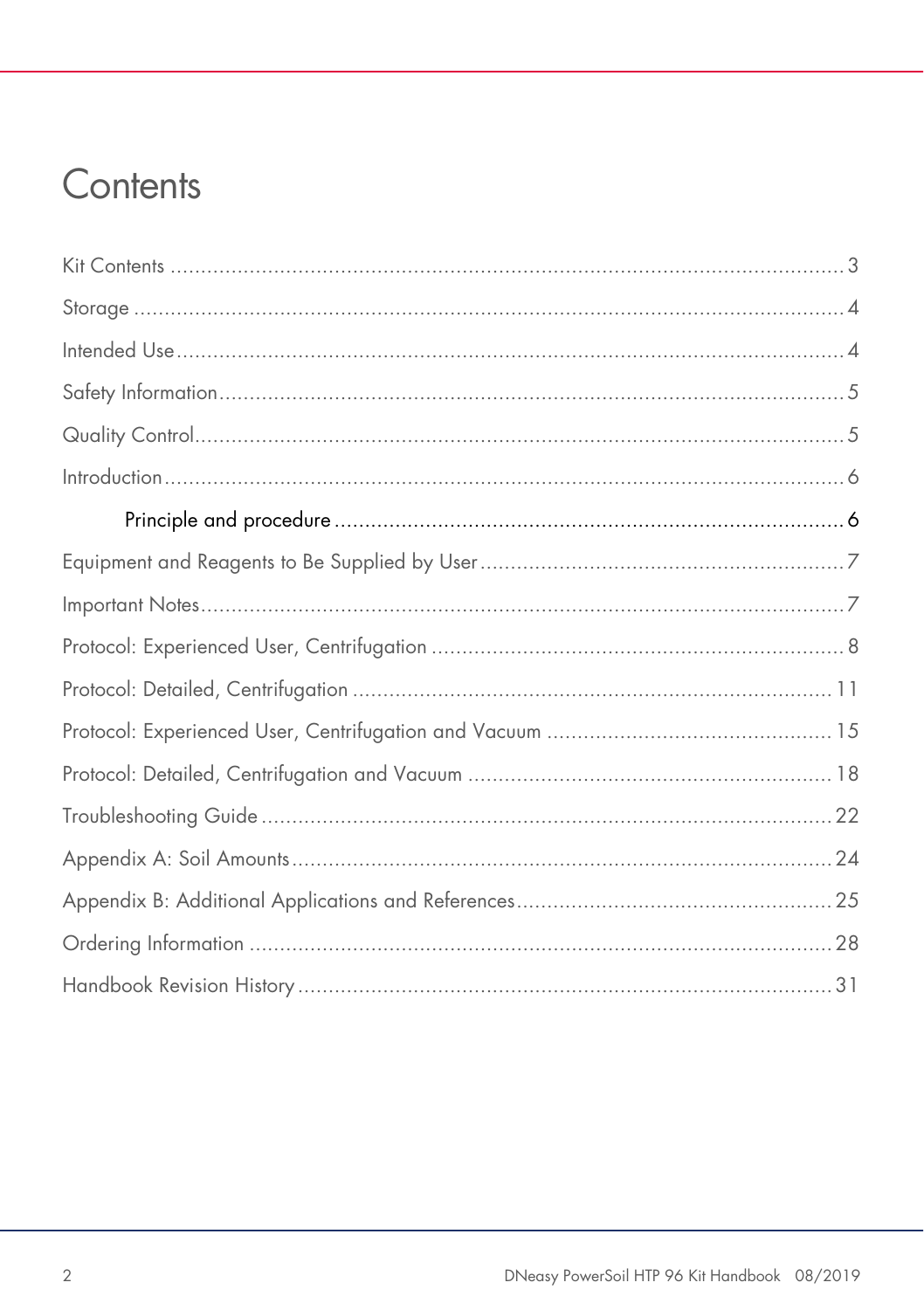# Contents

Kit Contents .......................................................................................................... 3

Storage ................................................................................................................ 4

Intended Use......................................................................................................... 4

Safety Information.................................................................................................. 5

Quality Control...................................................................................................... 5

Introduction ........................................................................................................... 6

- Principle and procedure ................................................................................. 6

Equipment and Reagents to Be Supplied by User ...................................................... 7

Important Notes...................................................................................................... 7

Protocol: Experienced User, Centrifugation ................................................................ 8

Protocol: Detailed, Centrifugation ........................................................................... 11

Protocol: Experienced User, Centrifugation and Vacuum .......................................... 15

Protocol: Detailed, Centrifugation and Vacuum ....................................................... 18

Troubleshooting Guide .......................................................................................... 22

Appendix A: Soil Amounts ..................................................................................... 24

Appendix B: Additional Applications and References ............................................... 25

Ordering Information ............................................................................................ 28

Handbook Revision History .................................................................................... 31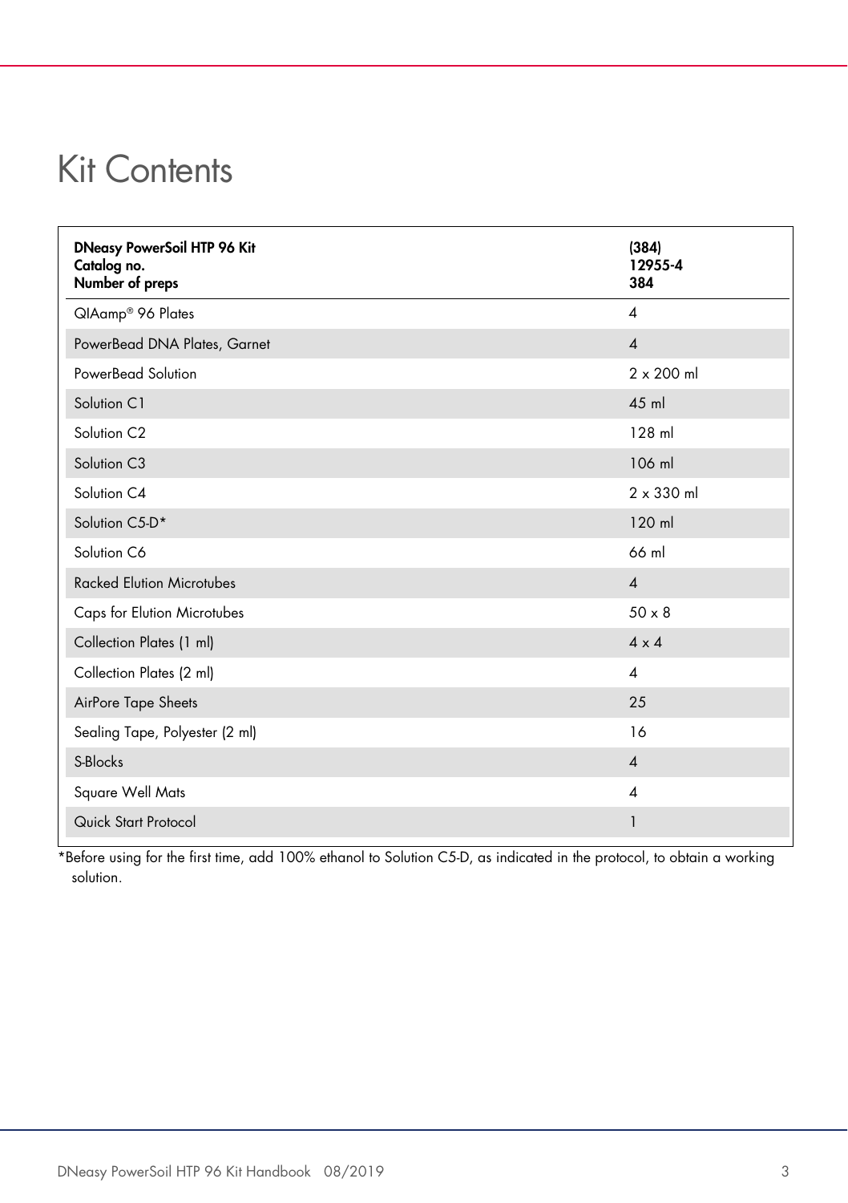# Kit Contents

| DNeasy PowerSoil HTP 96 Kit<br>Catalog no.<br>Number of preps | (384)<br>12955-4<br>384 |
|---|---|
| QIAamp® 96 Plates | 4 |
| PowerBead DNA Plates, Garnet | 4 |
| PowerBead Solution | 2 x 200 ml |
| Solution C1 | 45 ml |
| Solution C2 | 128 ml |
| Solution C3 | 106 ml |
| Solution C4 | 2 x 330 ml |
| Solution C5-D* | 120 ml |
| Solution C6 | 66 ml |
| Racked Elution Microtubes | 4 |
| Caps for Elution Microtubes | 50 x 8 |
| Collection Plates (1 ml) | 4 x 4 |
| Collection Plates (2 ml) | 4 |
| AirPore Tape Sheets | 25 |
| Sealing Tape, Polyester (2 ml) | 16 |
| S-Blocks | 4 |
| Square Well Mats | 4 |
| Quick Start Protocol | 1 |

*Before using for the first time, add 100% ethanol to Solution C5-D, as indicated in the protocol, to obtain a working solution.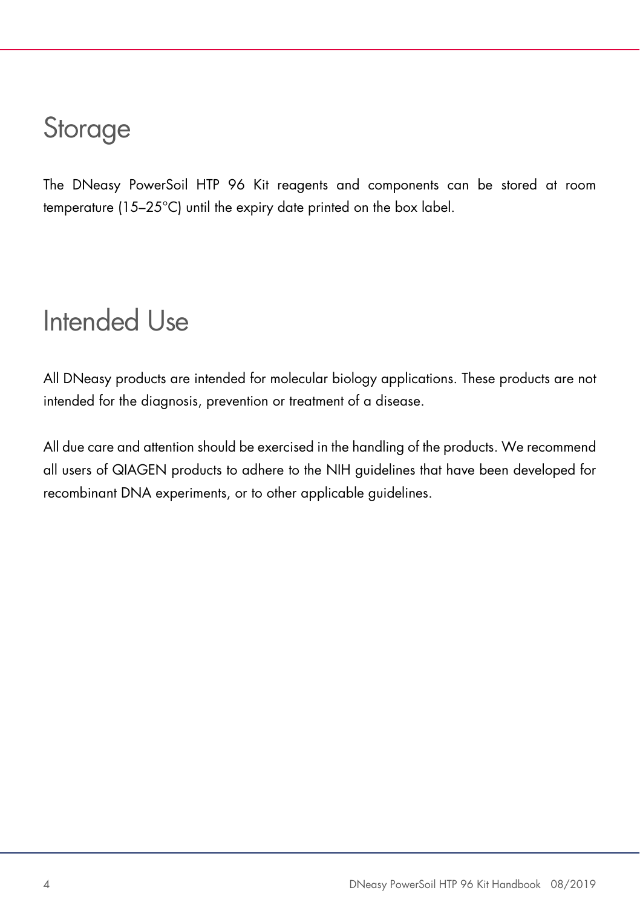# Storage

The DNeasy PowerSoil HTP 96 Kit reagents and components can be stored at room temperature (15–25°C) until the expiry date printed on the box label.

# Intended Use

All DNeasy products are intended for molecular biology applications. These products are not intended for the diagnosis, prevention or treatment of a disease.

All due care and attention should be exercised in the handling of the products. We recommend all users of QIAGEN products to adhere to the NIH guidelines that have been developed for recombinant DNA experiments, or to other applicable guidelines.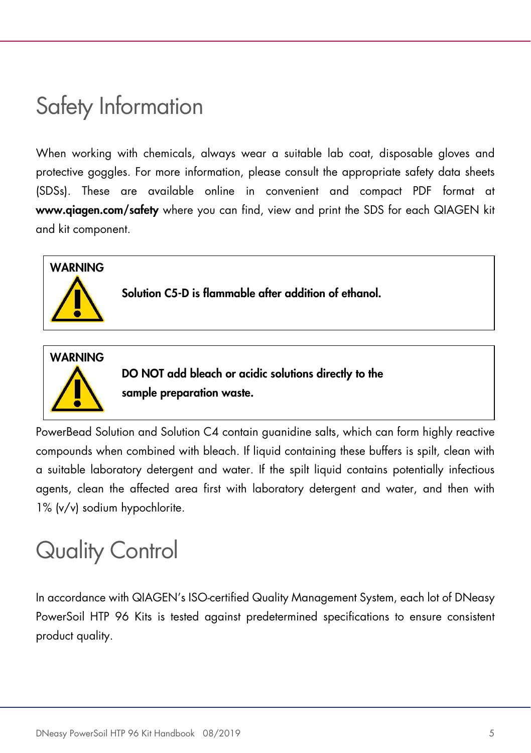# Safety Information

When working with chemicals, always wear a suitable lab coat, disposable gloves and protective goggles. For more information, please consult the appropriate safety data sheets (SDSs). These are available online in convenient and compact PDF format at **www.qiagen.com/safety** where you can find, view and print the SDS for each QIAGEN kit and kit component.

> **WARNING**
>
> **Solution C5-D is flammable after addition of ethanol.**

> **WARNING**
>
> **DO NOT add bleach or acidic solutions directly to the sample preparation waste.**

PowerBead Solution and Solution C4 contain guanidine salts, which can form highly reactive compounds when combined with bleach. If liquid containing these buffers is spilt, clean with a suitable laboratory detergent and water. If the spilt liquid contains potentially infectious agents, clean the affected area first with laboratory detergent and water, and then with 1% (v/v) sodium hypochlorite.

# Quality Control

In accordance with QIAGEN's ISO-certified Quality Management System, each lot of DNeasy PowerSoil HTP 96 Kits is tested against predetermined specifications to ensure consistent product quality.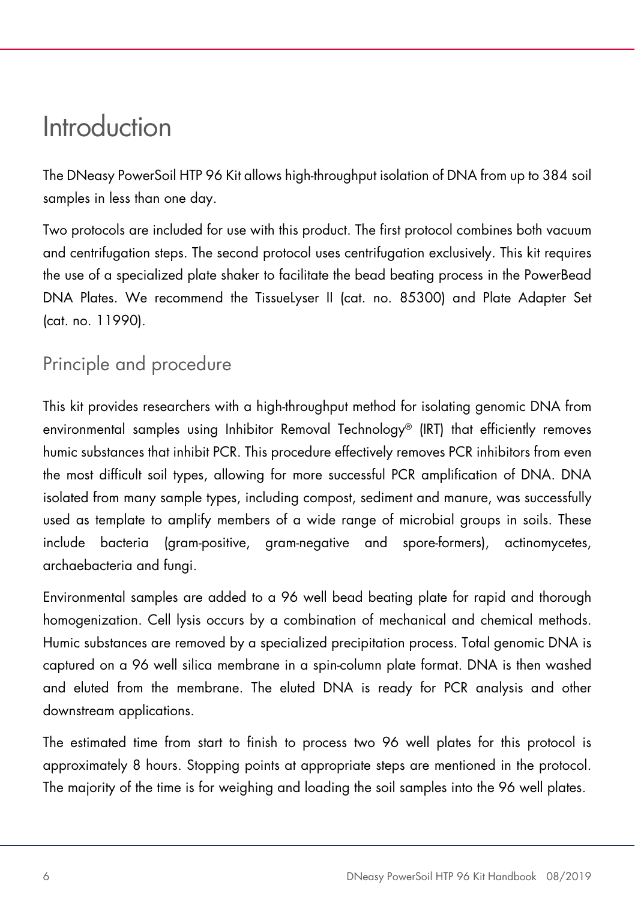# Introduction

The DNeasy PowerSoil HTP 96 Kit allows high-throughput isolation of DNA from up to 384 soil samples in less than one day.

Two protocols are included for use with this product. The first protocol combines both vacuum and centrifugation steps. The second protocol uses centrifugation exclusively. This kit requires the use of a specialized plate shaker to facilitate the bead beating process in the PowerBead DNA Plates. We recommend the TissueLyser II (cat. no. 85300) and Plate Adapter Set (cat. no. 11990).

## Principle and procedure

This kit provides researchers with a high-throughput method for isolating genomic DNA from environmental samples using Inhibitor Removal Technology® (IRT) that efficiently removes humic substances that inhibit PCR. This procedure effectively removes PCR inhibitors from even the most difficult soil types, allowing for more successful PCR amplification of DNA. DNA isolated from many sample types, including compost, sediment and manure, was successfully used as template to amplify members of a wide range of microbial groups in soils. These include bacteria (gram-positive, gram-negative and spore-formers), actinomycetes, archaebacteria and fungi.

Environmental samples are added to a 96 well bead beating plate for rapid and thorough homogenization. Cell lysis occurs by a combination of mechanical and chemical methods. Humic substances are removed by a specialized precipitation process. Total genomic DNA is captured on a 96 well silica membrane in a spin-column plate format. DNA is then washed and eluted from the membrane. The eluted DNA is ready for PCR analysis and other downstream applications.

The estimated time from start to finish to process two 96 well plates for this protocol is approximately 8 hours. Stopping points at appropriate steps are mentioned in the protocol. The majority of the time is for weighing and loading the soil samples into the 96 well plates.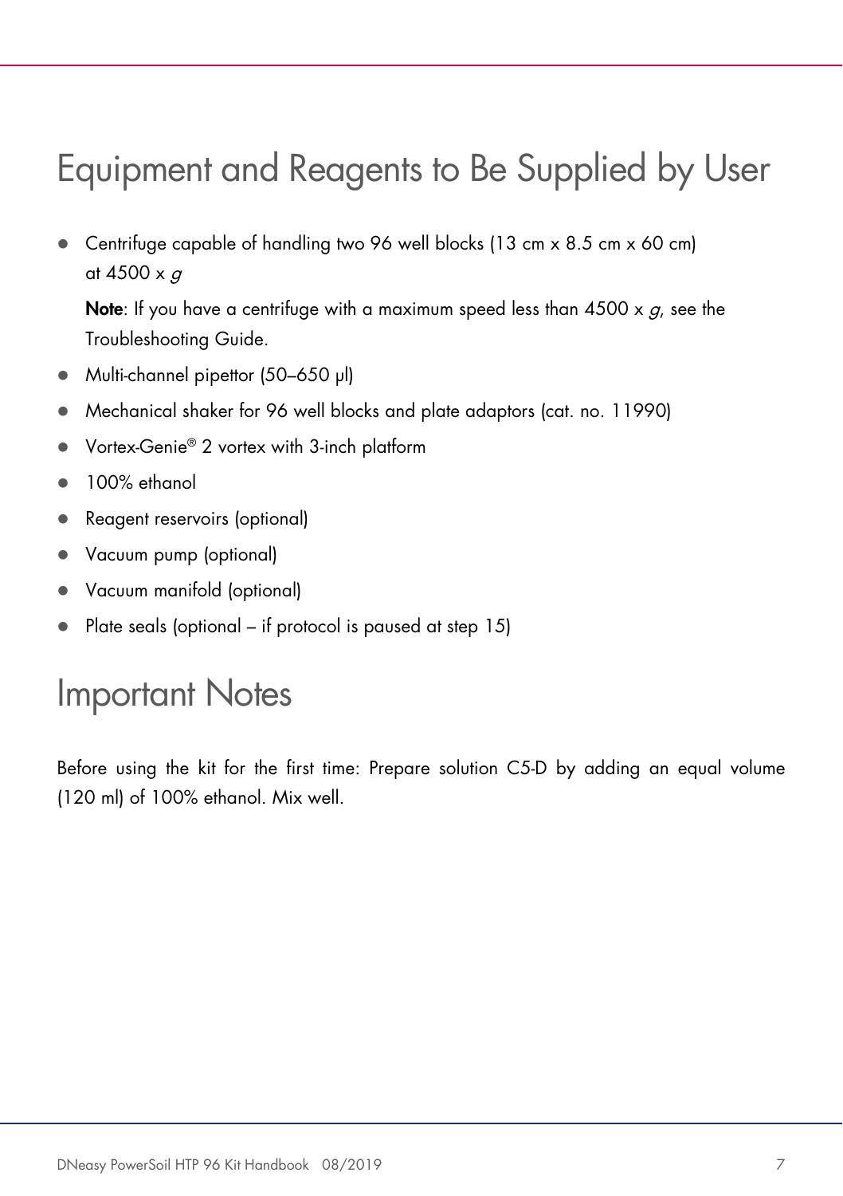# Equipment and Reagents to Be Supplied by User

- Centrifuge capable of handling two 96 well blocks (13 cm x 8.5 cm x 60 cm) at 4500 x *g*

  **Note**: If you have a centrifuge with a maximum speed less than 4500 x *g*, see the Troubleshooting Guide.
- Multi-channel pipettor (50–650 µl)
- Mechanical shaker for 96 well blocks and plate adaptors (cat. no. 11990)
- Vortex-Genie® 2 vortex with 3-inch platform
- 100% ethanol
- Reagent reservoirs (optional)
- Vacuum pump (optional)
- Vacuum manifold (optional)
- Plate seals (optional – if protocol is paused at step 15)

# Important Notes

Before using the kit for the first time: Prepare solution C5-D by adding an equal volume (120 ml) of 100% ethanol. Mix well.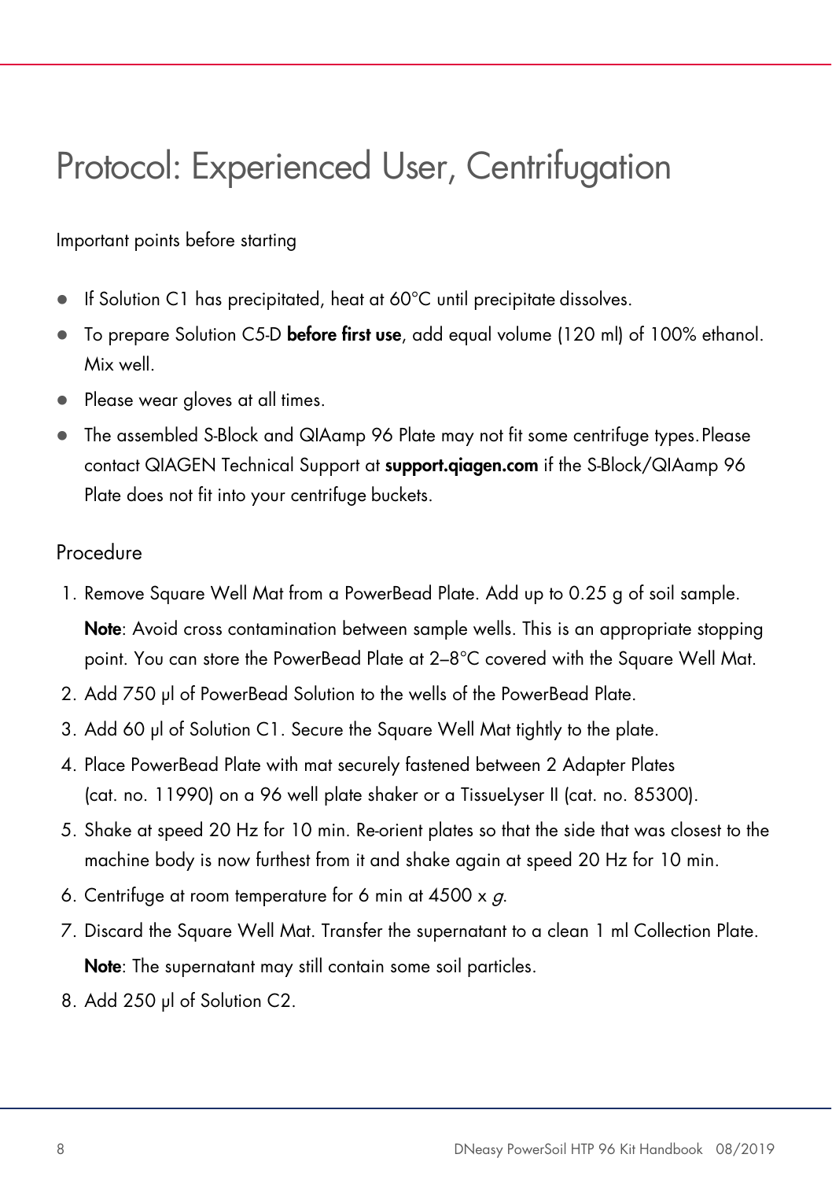# Protocol: Experienced User, Centrifugation

Important points before starting

- If Solution C1 has precipitated, heat at 60°C until precipitate dissolves.
- To prepare Solution C5-D **before first use**, add equal volume (120 ml) of 100% ethanol. Mix well.
- Please wear gloves at all times.
- The assembled S-Block and QIAamp 96 Plate may not fit some centrifuge types. Please contact QIAGEN Technical Support at **support.qiagen.com** if the S-Block/QIAamp 96 Plate does not fit into your centrifuge buckets.

## Procedure

1. Remove Square Well Mat from a PowerBead Plate. Add up to 0.25 g of soil sample.

   **Note**: Avoid cross contamination between sample wells. This is an appropriate stopping point. You can store the PowerBead Plate at 2–8°C covered with the Square Well Mat.
2. Add 750 µl of PowerBead Solution to the wells of the PowerBead Plate.
3. Add 60 µl of Solution C1. Secure the Square Well Mat tightly to the plate.
4. Place PowerBead Plate with mat securely fastened between 2 Adapter Plates (cat. no. 11990) on a 96 well plate shaker or a TissueLyser II (cat. no. 85300).
5. Shake at speed 20 Hz for 10 min. Re-orient plates so that the side that was closest to the machine body is now furthest from it and shake again at speed 20 Hz for 10 min.
6. Centrifuge at room temperature for 6 min at 4500 x *g*.
7. Discard the Square Well Mat. Transfer the supernatant to a clean 1 ml Collection Plate.

   **Note**: The supernatant may still contain some soil particles.
8. Add 250 µl of Solution C2.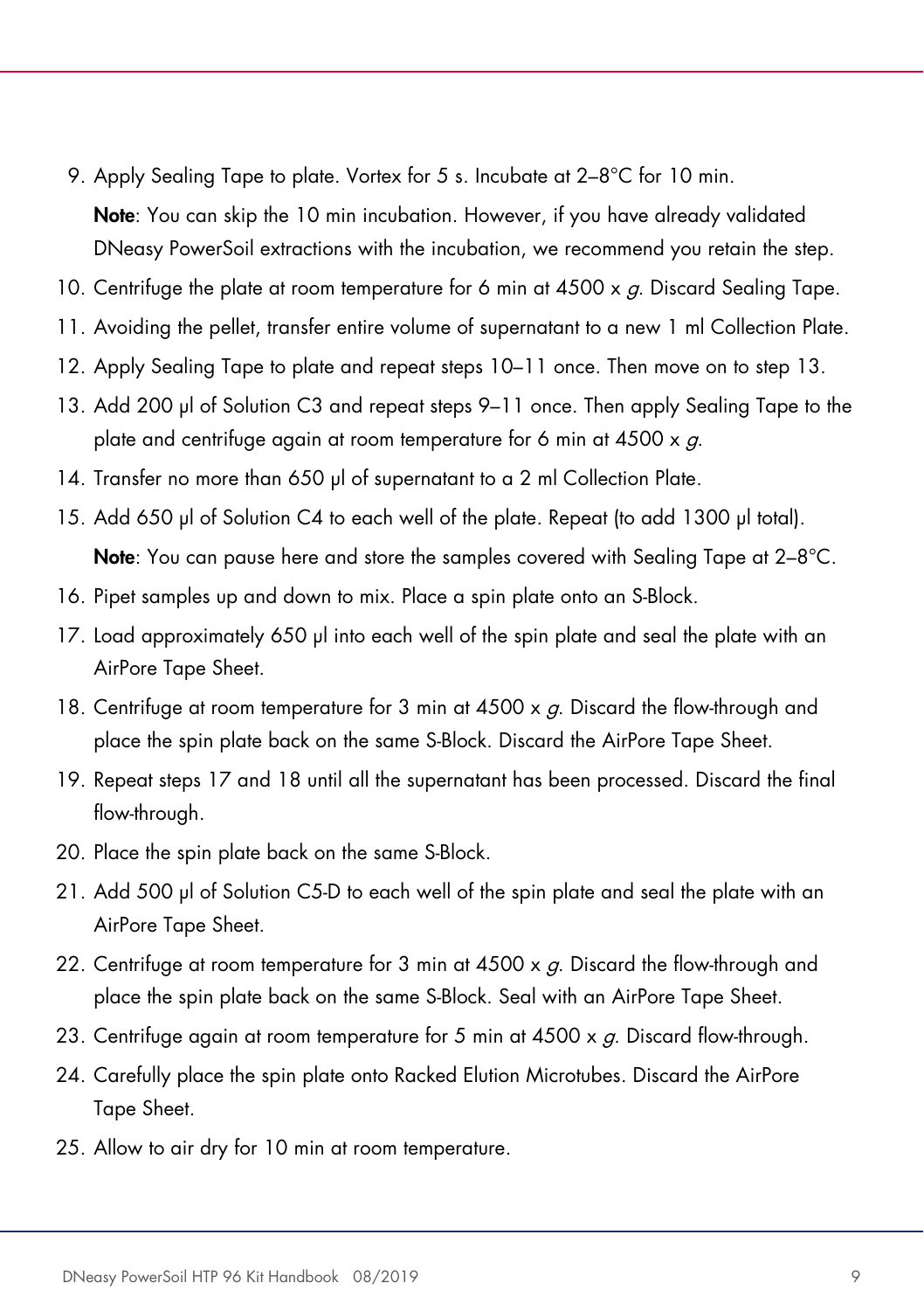9. Apply Sealing Tape to plate. Vortex for 5 s. Incubate at 2–8°C for 10 min.

   **Note**: You can skip the 10 min incubation. However, if you have already validated DNeasy PowerSoil extractions with the incubation, we recommend you retain the step.

10. Centrifuge the plate at room temperature for 6 min at 4500 x *g*. Discard Sealing Tape.
11. Avoiding the pellet, transfer entire volume of supernatant to a new 1 ml Collection Plate.
12. Apply Sealing Tape to plate and repeat steps 10–11 once. Then move on to step 13.
13. Add 200 µl of Solution C3 and repeat steps 9–11 once. Then apply Sealing Tape to the plate and centrifuge again at room temperature for 6 min at 4500 x *g*.
14. Transfer no more than 650 µl of supernatant to a 2 ml Collection Plate.
15. Add 650 µl of Solution C4 to each well of the plate. Repeat (to add 1300 µl total).

    **Note**: You can pause here and store the samples covered with Sealing Tape at 2–8°C.

16. Pipet samples up and down to mix. Place a spin plate onto an S-Block.
17. Load approximately 650 µl into each well of the spin plate and seal the plate with an AirPore Tape Sheet.
18. Centrifuge at room temperature for 3 min at 4500 x *g*. Discard the flow-through and place the spin plate back on the same S-Block. Discard the AirPore Tape Sheet.
19. Repeat steps 17 and 18 until all the supernatant has been processed. Discard the final flow-through.
20. Place the spin plate back on the same S-Block.
21. Add 500 µl of Solution C5-D to each well of the spin plate and seal the plate with an AirPore Tape Sheet.
22. Centrifuge at room temperature for 3 min at 4500 x *g*. Discard the flow-through and place the spin plate back on the same S-Block. Seal with an AirPore Tape Sheet.
23. Centrifuge again at room temperature for 5 min at 4500 x *g*. Discard flow-through.
24. Carefully place the spin plate onto Racked Elution Microtubes. Discard the AirPore Tape Sheet.
25. Allow to air dry for 10 min at room temperature.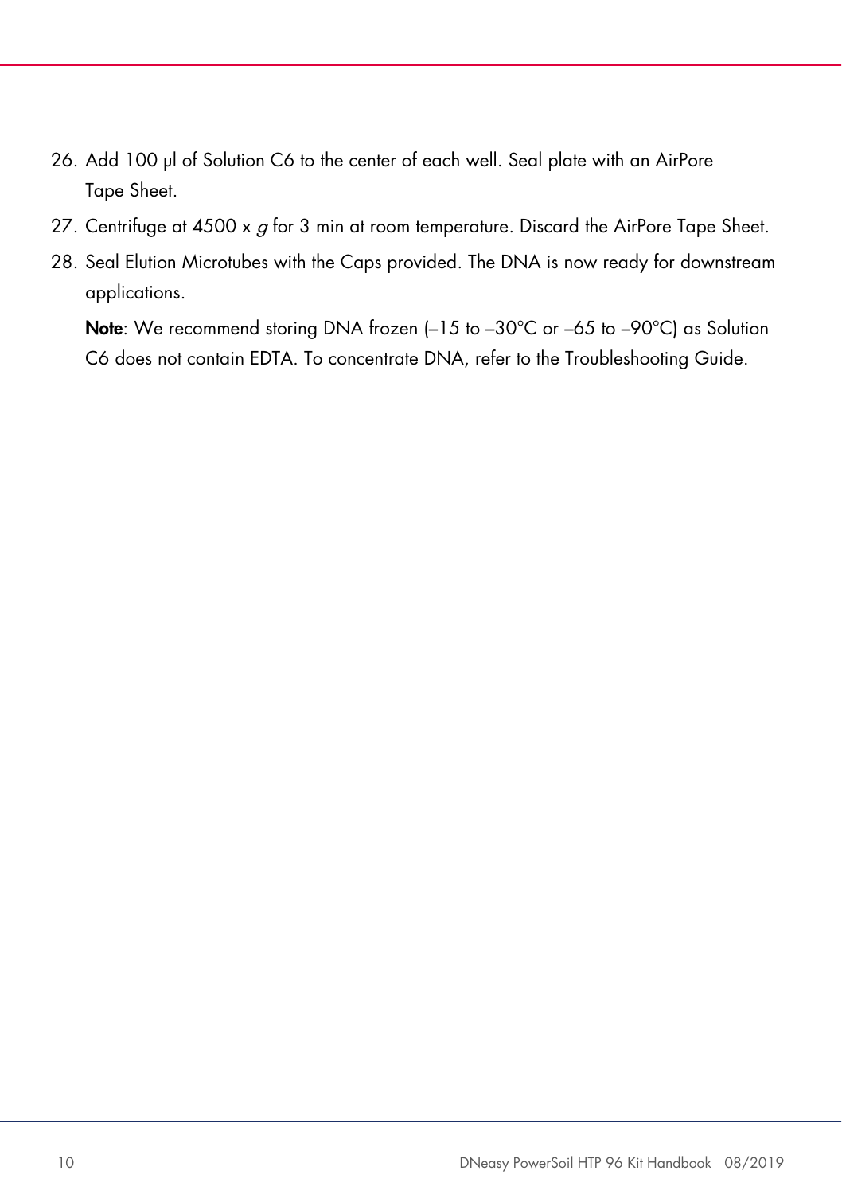26. Add 100 µl of Solution C6 to the center of each well. Seal plate with an AirPore Tape Sheet.
27. Centrifuge at 4500 x *g* for 3 min at room temperature. Discard the AirPore Tape Sheet.
28. Seal Elution Microtubes with the Caps provided. The DNA is now ready for downstream applications.

    **Note**: We recommend storing DNA frozen (–15 to –30°C or –65 to –90°C) as Solution C6 does not contain EDTA. To concentrate DNA, refer to the Troubleshooting Guide.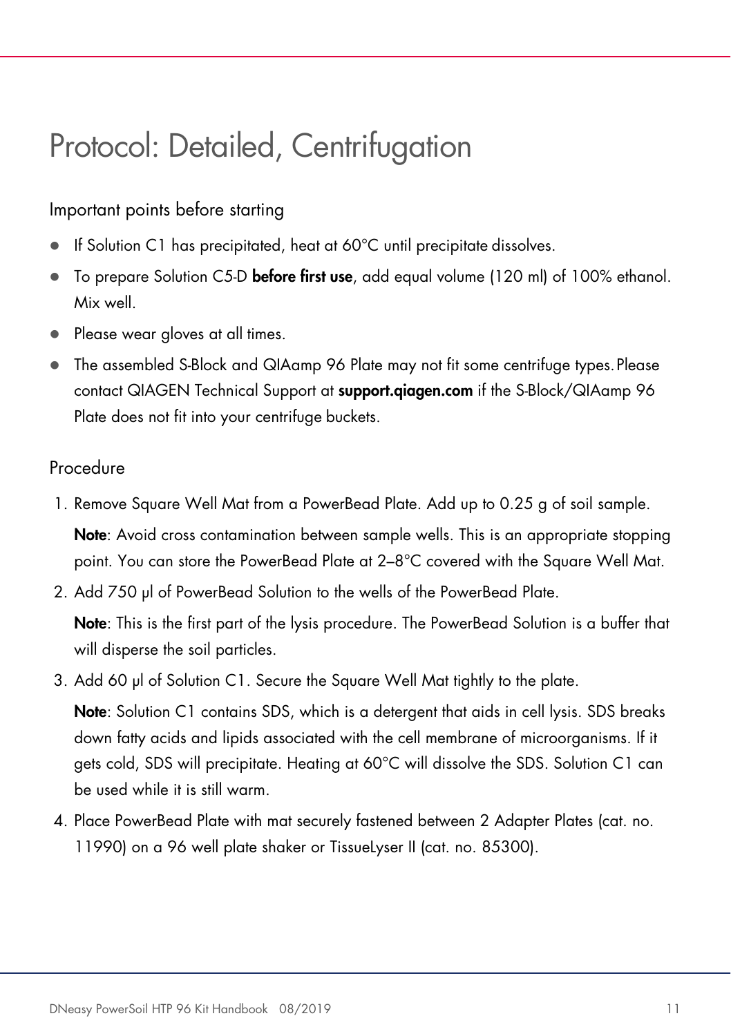# Protocol: Detailed, Centrifugation

## Important points before starting

- If Solution C1 has precipitated, heat at 60°C until precipitate dissolves.
- To prepare Solution C5-D **before first use**, add equal volume (120 ml) of 100% ethanol. Mix well.
- Please wear gloves at all times.
- The assembled S-Block and QIAamp 96 Plate may not fit some centrifuge types. Please contact QIAGEN Technical Support at **support.qiagen.com** if the S-Block/QIAamp 96 Plate does not fit into your centrifuge buckets.

## Procedure

1. Remove Square Well Mat from a PowerBead Plate. Add up to 0.25 g of soil sample.

   **Note**: Avoid cross contamination between sample wells. This is an appropriate stopping point. You can store the PowerBead Plate at 2–8°C covered with the Square Well Mat.

2. Add 750 µl of PowerBead Solution to the wells of the PowerBead Plate.

   **Note**: This is the first part of the lysis procedure. The PowerBead Solution is a buffer that will disperse the soil particles.

3. Add 60 µl of Solution C1. Secure the Square Well Mat tightly to the plate.

   **Note**: Solution C1 contains SDS, which is a detergent that aids in cell lysis. SDS breaks down fatty acids and lipids associated with the cell membrane of microorganisms. If it gets cold, SDS will precipitate. Heating at 60°C will dissolve the SDS. Solution C1 can be used while it is still warm.

4. Place PowerBead Plate with mat securely fastened between 2 Adapter Plates (cat. no. 11990) on a 96 well plate shaker or TissueLyser II (cat. no. 85300).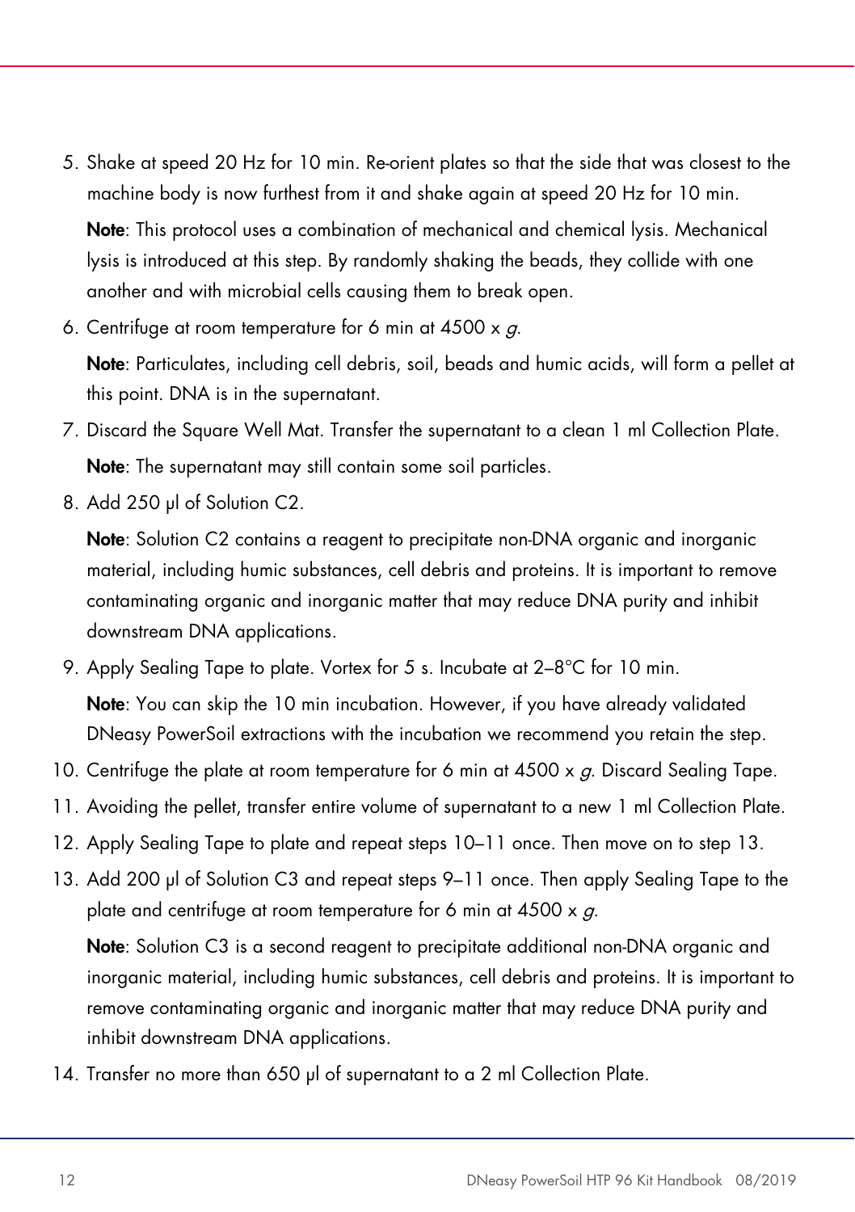5. Shake at speed 20 Hz for 10 min. Re-orient plates so that the side that was closest to the machine body is now furthest from it and shake again at speed 20 Hz for 10 min.

   **Note**: This protocol uses a combination of mechanical and chemical lysis. Mechanical lysis is introduced at this step. By randomly shaking the beads, they collide with one another and with microbial cells causing them to break open.

6. Centrifuge at room temperature for 6 min at 4500 x *g*.

   **Note**: Particulates, including cell debris, soil, beads and humic acids, will form a pellet at this point. DNA is in the supernatant.

7. Discard the Square Well Mat. Transfer the supernatant to a clean 1 ml Collection Plate.

   **Note**: The supernatant may still contain some soil particles.

8. Add 250 µl of Solution C2.

   **Note**: Solution C2 contains a reagent to precipitate non-DNA organic and inorganic material, including humic substances, cell debris and proteins. It is important to remove contaminating organic and inorganic matter that may reduce DNA purity and inhibit downstream DNA applications.

9. Apply Sealing Tape to plate. Vortex for 5 s. Incubate at 2–8°C for 10 min.

   **Note**: You can skip the 10 min incubation. However, if you have already validated DNeasy PowerSoil extractions with the incubation we recommend you retain the step.

10. Centrifuge the plate at room temperature for 6 min at 4500 x *g*. Discard Sealing Tape.
11. Avoiding the pellet, transfer entire volume of supernatant to a new 1 ml Collection Plate.
12. Apply Sealing Tape to plate and repeat steps 10–11 once. Then move on to step 13.
13. Add 200 µl of Solution C3 and repeat steps 9–11 once. Then apply Sealing Tape to the plate and centrifuge at room temperature for 6 min at 4500 x *g*.

    **Note**: Solution C3 is a second reagent to precipitate additional non-DNA organic and inorganic material, including humic substances, cell debris and proteins. It is important to remove contaminating organic and inorganic matter that may reduce DNA purity and inhibit downstream DNA applications.

14. Transfer no more than 650 µl of supernatant to a 2 ml Collection Plate.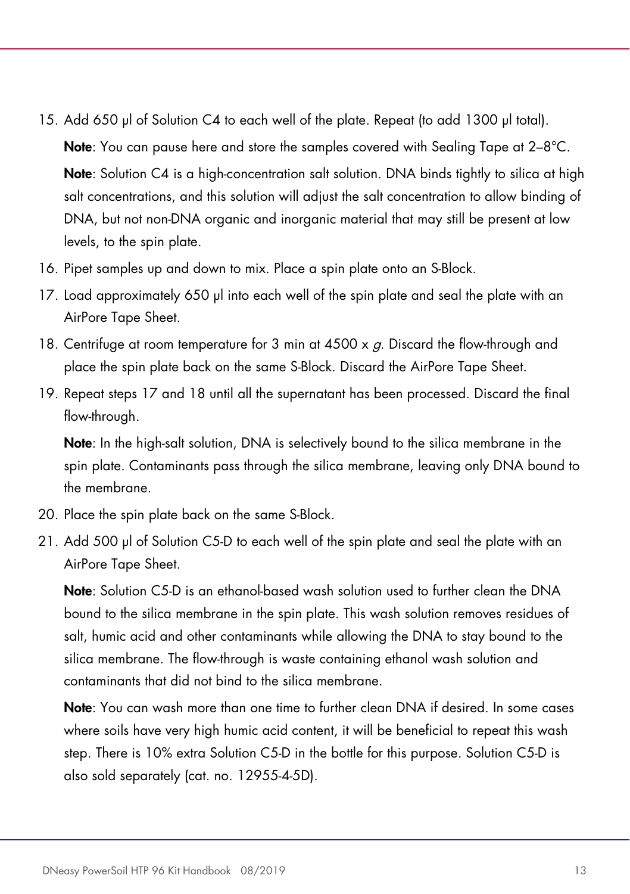15. Add 650 µl of Solution C4 to each well of the plate. Repeat (to add 1300 µl total).

    **Note**: You can pause here and store the samples covered with Sealing Tape at 2–8°C.

    **Note**: Solution C4 is a high-concentration salt solution. DNA binds tightly to silica at high salt concentrations, and this solution will adjust the salt concentration to allow binding of DNA, but not non-DNA organic and inorganic material that may still be present at low levels, to the spin plate.

16. Pipet samples up and down to mix. Place a spin plate onto an S-Block.
17. Load approximately 650 µl into each well of the spin plate and seal the plate with an AirPore Tape Sheet.
18. Centrifuge at room temperature for 3 min at 4500 x *g*. Discard the flow-through and place the spin plate back on the same S-Block. Discard the AirPore Tape Sheet.
19. Repeat steps 17 and 18 until all the supernatant has been processed. Discard the final flow-through.

    **Note**: In the high-salt solution, DNA is selectively bound to the silica membrane in the spin plate. Contaminants pass through the silica membrane, leaving only DNA bound to the membrane.

20. Place the spin plate back on the same S-Block.
21. Add 500 µl of Solution C5-D to each well of the spin plate and seal the plate with an AirPore Tape Sheet.

    **Note**: Solution C5-D is an ethanol-based wash solution used to further clean the DNA bound to the silica membrane in the spin plate. This wash solution removes residues of salt, humic acid and other contaminants while allowing the DNA to stay bound to the silica membrane. The flow-through is waste containing ethanol wash solution and contaminants that did not bind to the silica membrane.

    **Note**: You can wash more than one time to further clean DNA if desired. In some cases where soils have very high humic acid content, it will be beneficial to repeat this wash step. There is 10% extra Solution C5-D in the bottle for this purpose. Solution C5-D is also sold separately (cat. no. 12955-4-5D).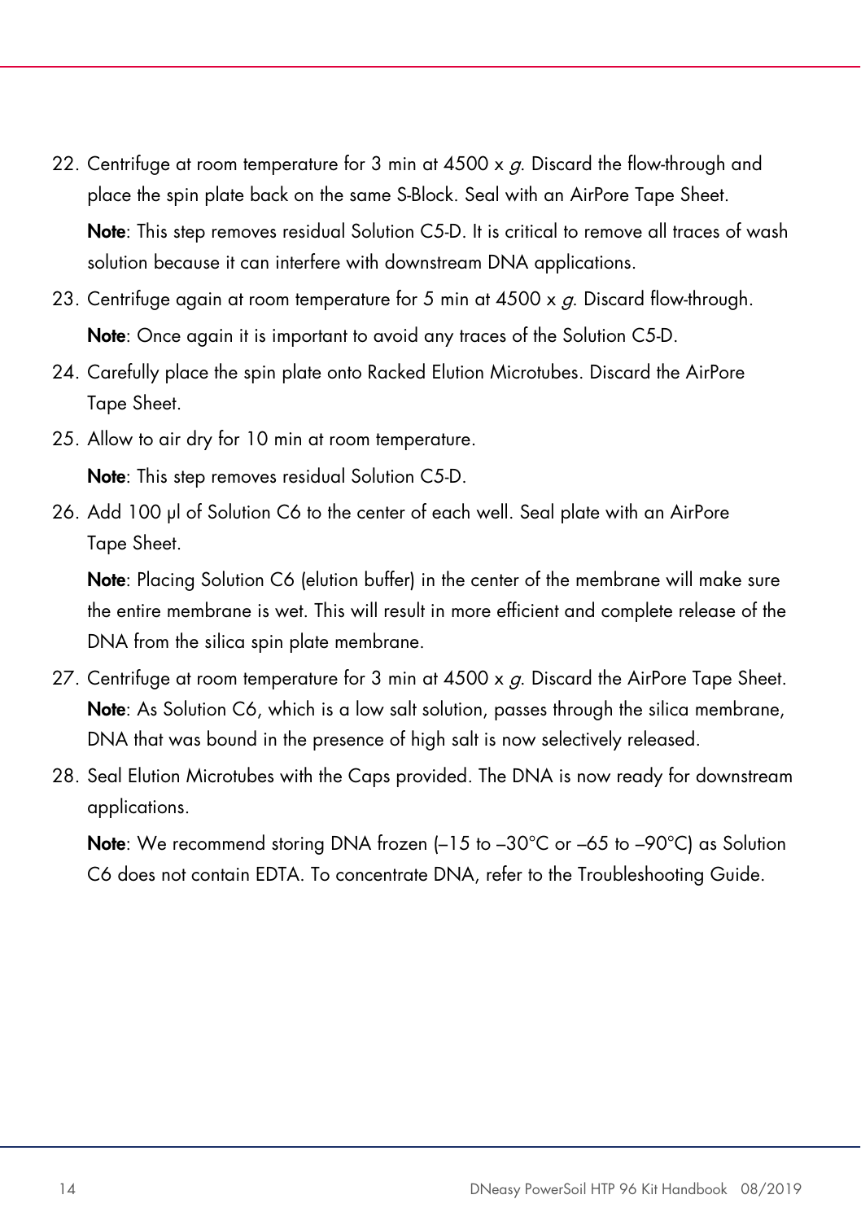22. Centrifuge at room temperature for 3 min at 4500 x *g*. Discard the flow-through and place the spin plate back on the same S-Block. Seal with an AirPore Tape Sheet.

    **Note**: This step removes residual Solution C5-D. It is critical to remove all traces of wash solution because it can interfere with downstream DNA applications.

23. Centrifuge again at room temperature for 5 min at 4500 x *g*. Discard flow-through.

    **Note**: Once again it is important to avoid any traces of the Solution C5-D.

24. Carefully place the spin plate onto Racked Elution Microtubes. Discard the AirPore Tape Sheet.

25. Allow to air dry for 10 min at room temperature.

    **Note**: This step removes residual Solution C5-D.

26. Add 100 µl of Solution C6 to the center of each well. Seal plate with an AirPore Tape Sheet.

    **Note**: Placing Solution C6 (elution buffer) in the center of the membrane will make sure the entire membrane is wet. This will result in more efficient and complete release of the DNA from the silica spin plate membrane.

27. Centrifuge at room temperature for 3 min at 4500 x *g*. Discard the AirPore Tape Sheet.
    **Note**: As Solution C6, which is a low salt solution, passes through the silica membrane, DNA that was bound in the presence of high salt is now selectively released.

28. Seal Elution Microtubes with the Caps provided. The DNA is now ready for downstream applications.

    **Note**: We recommend storing DNA frozen (–15 to –30°C or –65 to –90°C) as Solution C6 does not contain EDTA. To concentrate DNA, refer to the Troubleshooting Guide.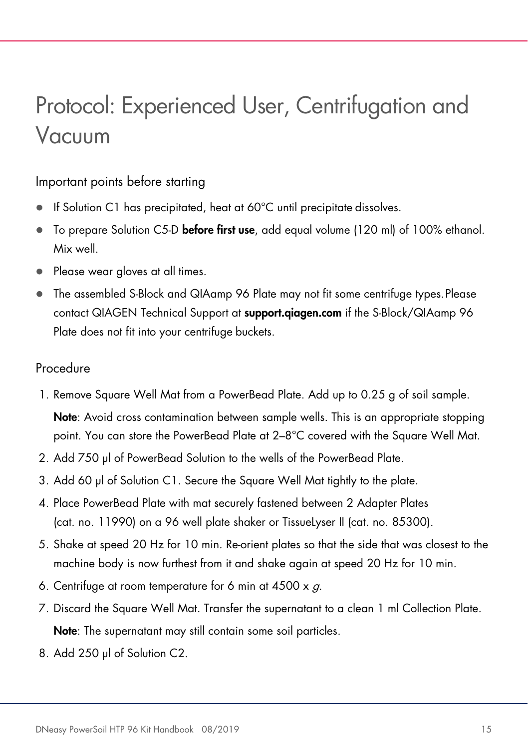# Protocol: Experienced User, Centrifugation and Vacuum

## Important points before starting

- If Solution C1 has precipitated, heat at 60°C until precipitate dissolves.
- To prepare Solution C5-D **before first use**, add equal volume (120 ml) of 100% ethanol. Mix well.
- Please wear gloves at all times.
- The assembled S-Block and QIAamp 96 Plate may not fit some centrifuge types. Please contact QIAGEN Technical Support at **support.qiagen.com** if the S-Block/QIAamp 96 Plate does not fit into your centrifuge buckets.

## Procedure

1. Remove Square Well Mat from a PowerBead Plate. Add up to 0.25 g of soil sample.

   **Note**: Avoid cross contamination between sample wells. This is an appropriate stopping point. You can store the PowerBead Plate at 2–8°C covered with the Square Well Mat.
2. Add 750 µl of PowerBead Solution to the wells of the PowerBead Plate.
3. Add 60 µl of Solution C1. Secure the Square Well Mat tightly to the plate.
4. Place PowerBead Plate with mat securely fastened between 2 Adapter Plates (cat. no. 11990) on a 96 well plate shaker or TissueLyser II (cat. no. 85300).
5. Shake at speed 20 Hz for 10 min. Re-orient plates so that the side that was closest to the machine body is now furthest from it and shake again at speed 20 Hz for 10 min.
6. Centrifuge at room temperature for 6 min at 4500 x *g*.
7. Discard the Square Well Mat. Transfer the supernatant to a clean 1 ml Collection Plate.

   **Note**: The supernatant may still contain some soil particles.
8. Add 250 µl of Solution C2.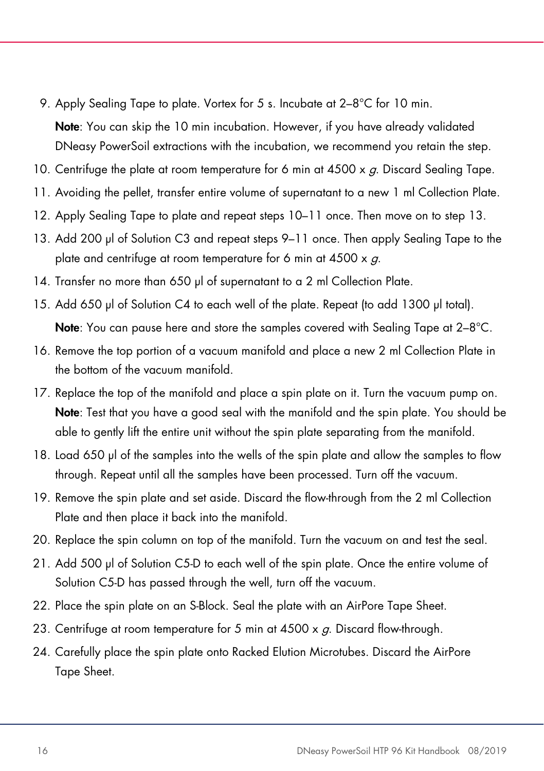9. Apply Sealing Tape to plate. Vortex for 5 s. Incubate at 2–8°C for 10 min.

   **Note**: You can skip the 10 min incubation. However, if you have already validated DNeasy PowerSoil extractions with the incubation, we recommend you retain the step.

10. Centrifuge the plate at room temperature for 6 min at 4500 x *g*. Discard Sealing Tape.
11. Avoiding the pellet, transfer entire volume of supernatant to a new 1 ml Collection Plate.
12. Apply Sealing Tape to plate and repeat steps 10–11 once. Then move on to step 13.
13. Add 200 µl of Solution C3 and repeat steps 9–11 once. Then apply Sealing Tape to the plate and centrifuge at room temperature for 6 min at 4500 x *g*.
14. Transfer no more than 650 µl of supernatant to a 2 ml Collection Plate.
15. Add 650 µl of Solution C4 to each well of the plate. Repeat (to add 1300 µl total).

    **Note**: You can pause here and store the samples covered with Sealing Tape at 2–8°C.

16. Remove the top portion of a vacuum manifold and place a new 2 ml Collection Plate in the bottom of the vacuum manifold.
17. Replace the top of the manifold and place a spin plate on it. Turn the vacuum pump on.
    **Note**: Test that you have a good seal with the manifold and the spin plate. You should be able to gently lift the entire unit without the spin plate separating from the manifold.
18. Load 650 µl of the samples into the wells of the spin plate and allow the samples to flow through. Repeat until all the samples have been processed. Turn off the vacuum.
19. Remove the spin plate and set aside. Discard the flow-through from the 2 ml Collection Plate and then place it back into the manifold.
20. Replace the spin column on top of the manifold. Turn the vacuum on and test the seal.
21. Add 500 µl of Solution C5-D to each well of the spin plate. Once the entire volume of Solution C5-D has passed through the well, turn off the vacuum.
22. Place the spin plate on an S-Block. Seal the plate with an AirPore Tape Sheet.
23. Centrifuge at room temperature for 5 min at 4500 x *g*. Discard flow-through.
24. Carefully place the spin plate onto Racked Elution Microtubes. Discard the AirPore Tape Sheet.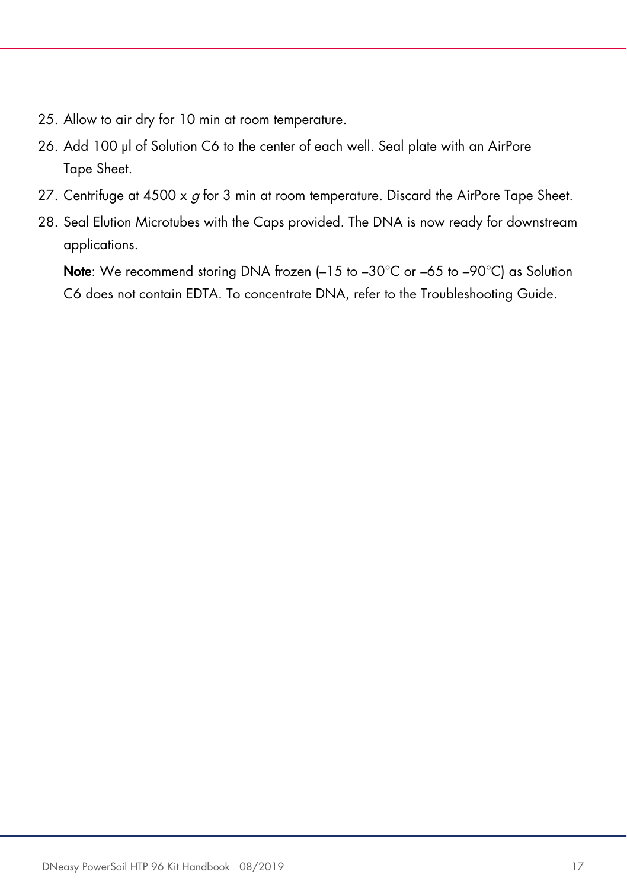25. Allow to air dry for 10 min at room temperature.
26. Add 100 µl of Solution C6 to the center of each well. Seal plate with an AirPore Tape Sheet.
27. Centrifuge at 4500 x *g* for 3 min at room temperature. Discard the AirPore Tape Sheet.
28. Seal Elution Microtubes with the Caps provided. The DNA is now ready for downstream applications.

    **Note**: We recommend storing DNA frozen (–15 to –30°C or –65 to –90°C) as Solution C6 does not contain EDTA. To concentrate DNA, refer to the Troubleshooting Guide.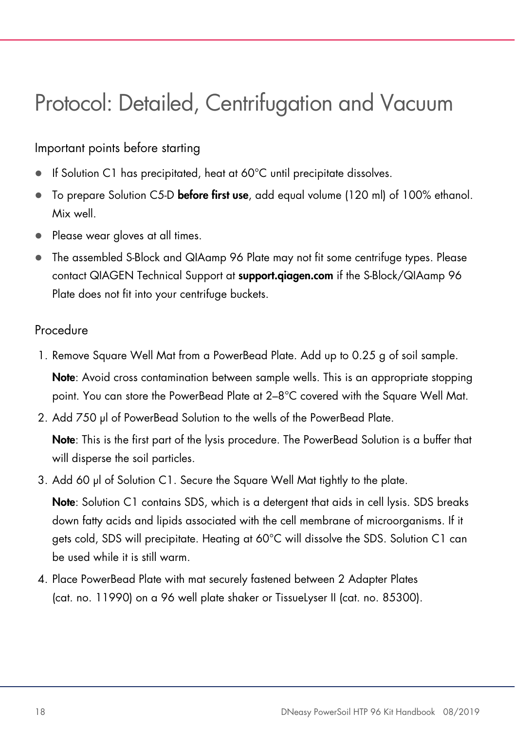# Protocol: Detailed, Centrifugation and Vacuum

## Important points before starting

- If Solution C1 has precipitated, heat at 60°C until precipitate dissolves.
- To prepare Solution C5-D **before first use**, add equal volume (120 ml) of 100% ethanol. Mix well.
- Please wear gloves at all times.
- The assembled S-Block and QIAamp 96 Plate may not fit some centrifuge types. Please contact QIAGEN Technical Support at **support.qiagen.com** if the S-Block/QIAamp 96 Plate does not fit into your centrifuge buckets.

## Procedure

1. Remove Square Well Mat from a PowerBead Plate. Add up to 0.25 g of soil sample.

   **Note**: Avoid cross contamination between sample wells. This is an appropriate stopping point. You can store the PowerBead Plate at 2–8°C covered with the Square Well Mat.

2. Add 750 µl of PowerBead Solution to the wells of the PowerBead Plate.

   **Note**: This is the first part of the lysis procedure. The PowerBead Solution is a buffer that will disperse the soil particles.

3. Add 60 µl of Solution C1. Secure the Square Well Mat tightly to the plate.

   **Note**: Solution C1 contains SDS, which is a detergent that aids in cell lysis. SDS breaks down fatty acids and lipids associated with the cell membrane of microorganisms. If it gets cold, SDS will precipitate. Heating at 60°C will dissolve the SDS. Solution C1 can be used while it is still warm.

4. Place PowerBead Plate with mat securely fastened between 2 Adapter Plates (cat. no. 11990) on a 96 well plate shaker or TissueLyser II (cat. no. 85300).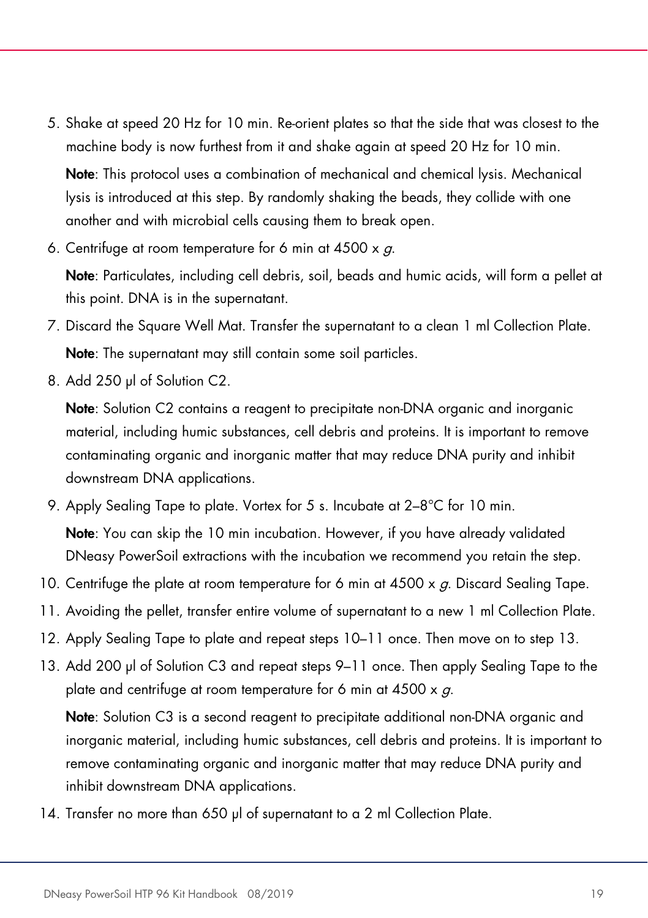5. Shake at speed 20 Hz for 10 min. Re-orient plates so that the side that was closest to the machine body is now furthest from it and shake again at speed 20 Hz for 10 min.

   **Note**: This protocol uses a combination of mechanical and chemical lysis. Mechanical lysis is introduced at this step. By randomly shaking the beads, they collide with one another and with microbial cells causing them to break open.

6. Centrifuge at room temperature for 6 min at 4500 x *g*.

   **Note**: Particulates, including cell debris, soil, beads and humic acids, will form a pellet at this point. DNA is in the supernatant.

7. Discard the Square Well Mat. Transfer the supernatant to a clean 1 ml Collection Plate.

   **Note**: The supernatant may still contain some soil particles.

8. Add 250 µl of Solution C2.

   **Note**: Solution C2 contains a reagent to precipitate non-DNA organic and inorganic material, including humic substances, cell debris and proteins. It is important to remove contaminating organic and inorganic matter that may reduce DNA purity and inhibit downstream DNA applications.

9. Apply Sealing Tape to plate. Vortex for 5 s. Incubate at 2–8°C for 10 min.

   **Note**: You can skip the 10 min incubation. However, if you have already validated DNeasy PowerSoil extractions with the incubation we recommend you retain the step.

10. Centrifuge the plate at room temperature for 6 min at 4500 x *g*. Discard Sealing Tape.
11. Avoiding the pellet, transfer entire volume of supernatant to a new 1 ml Collection Plate.
12. Apply Sealing Tape to plate and repeat steps 10–11 once. Then move on to step 13.
13. Add 200 µl of Solution C3 and repeat steps 9–11 once. Then apply Sealing Tape to the plate and centrifuge at room temperature for 6 min at 4500 x *g*.

    **Note**: Solution C3 is a second reagent to precipitate additional non-DNA organic and inorganic material, including humic substances, cell debris and proteins. It is important to remove contaminating organic and inorganic matter that may reduce DNA purity and inhibit downstream DNA applications.

14. Transfer no more than 650 µl of supernatant to a 2 ml Collection Plate.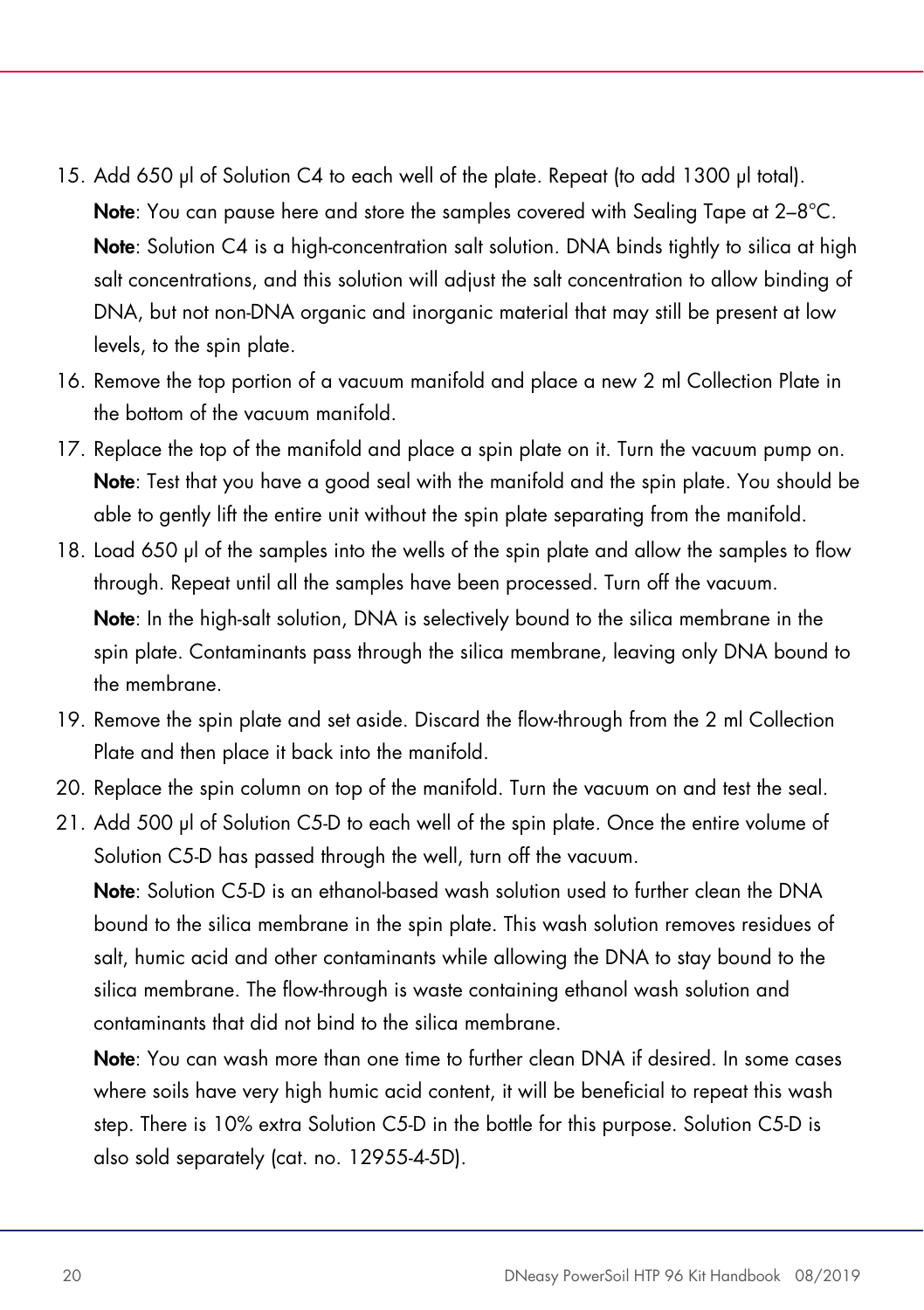15. Add 650 µl of Solution C4 to each well of the plate. Repeat (to add 1300 µl total).

    **Note**: You can pause here and store the samples covered with Sealing Tape at 2–8°C.

    **Note**: Solution C4 is a high-concentration salt solution. DNA binds tightly to silica at high salt concentrations, and this solution will adjust the salt concentration to allow binding of DNA, but not non-DNA organic and inorganic material that may still be present at low levels, to the spin plate.

16. Remove the top portion of a vacuum manifold and place a new 2 ml Collection Plate in the bottom of the vacuum manifold.
17. Replace the top of the manifold and place a spin plate on it. Turn the vacuum pump on.

    **Note**: Test that you have a good seal with the manifold and the spin plate. You should be able to gently lift the entire unit without the spin plate separating from the manifold.

18. Load 650 µl of the samples into the wells of the spin plate and allow the samples to flow through. Repeat until all the samples have been processed. Turn off the vacuum.

    **Note**: In the high-salt solution, DNA is selectively bound to the silica membrane in the spin plate. Contaminants pass through the silica membrane, leaving only DNA bound to the membrane.

19. Remove the spin plate and set aside. Discard the flow-through from the 2 ml Collection Plate and then place it back into the manifold.
20. Replace the spin column on top of the manifold. Turn the vacuum on and test the seal.
21. Add 500 µl of Solution C5-D to each well of the spin plate. Once the entire volume of Solution C5-D has passed through the well, turn off the vacuum.

    **Note**: Solution C5-D is an ethanol-based wash solution used to further clean the DNA bound to the silica membrane in the spin plate. This wash solution removes residues of salt, humic acid and other contaminants while allowing the DNA to stay bound to the silica membrane. The flow-through is waste containing ethanol wash solution and contaminants that did not bind to the silica membrane.

    **Note**: You can wash more than one time to further clean DNA if desired. In some cases where soils have very high humic acid content, it will be beneficial to repeat this wash step. There is 10% extra Solution C5-D in the bottle for this purpose. Solution C5-D is also sold separately (cat. no. 12955-4-5D).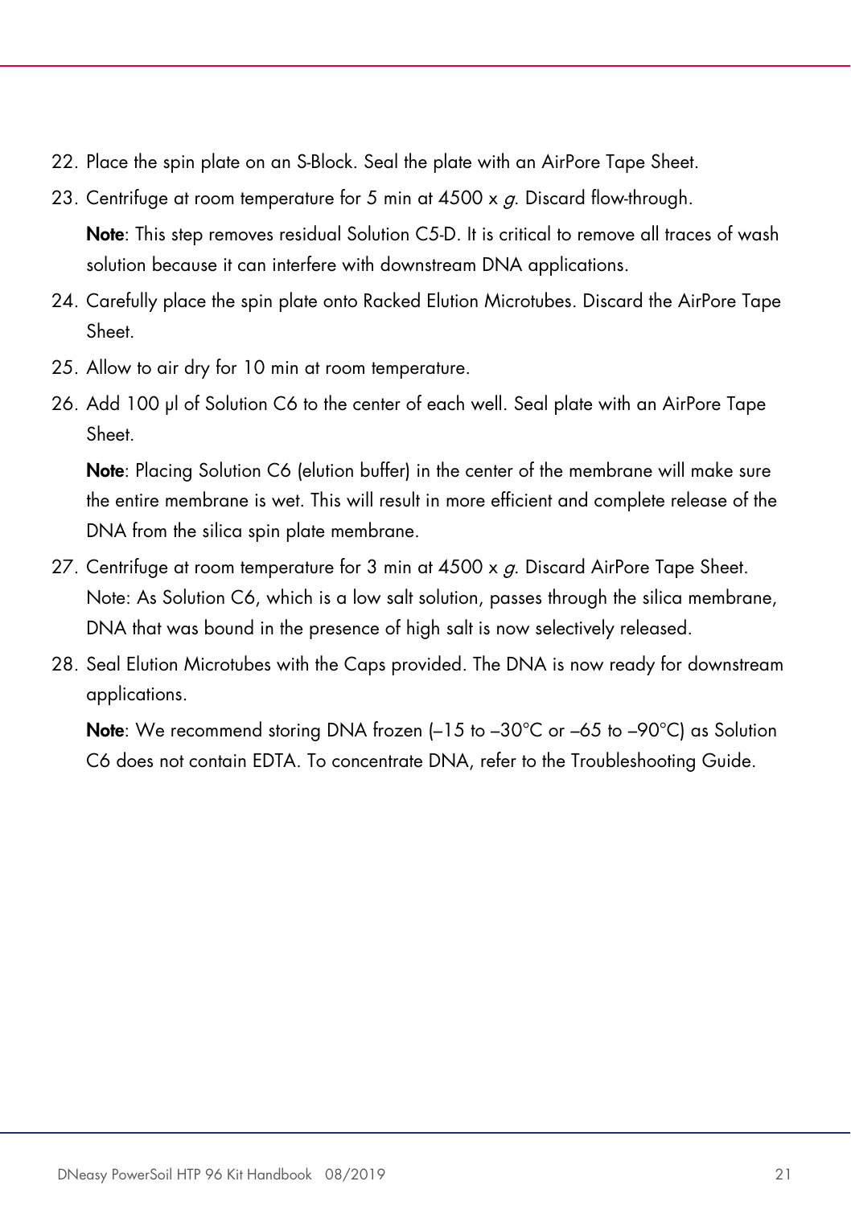22. Place the spin plate on an S-Block. Seal the plate with an AirPore Tape Sheet.
23. Centrifuge at room temperature for 5 min at 4500 x *g*. Discard flow-through.

    **Note**: This step removes residual Solution C5-D. It is critical to remove all traces of wash solution because it can interfere with downstream DNA applications.
24. Carefully place the spin plate onto Racked Elution Microtubes. Discard the AirPore Tape Sheet.
25. Allow to air dry for 10 min at room temperature.
26. Add 100 µl of Solution C6 to the center of each well. Seal plate with an AirPore Tape Sheet.

    **Note**: Placing Solution C6 (elution buffer) in the center of the membrane will make sure the entire membrane is wet. This will result in more efficient and complete release of the DNA from the silica spin plate membrane.
27. Centrifuge at room temperature for 3 min at 4500 x *g*. Discard AirPore Tape Sheet. Note: As Solution C6, which is a low salt solution, passes through the silica membrane, DNA that was bound in the presence of high salt is now selectively released.
28. Seal Elution Microtubes with the Caps provided. The DNA is now ready for downstream applications.

    **Note**: We recommend storing DNA frozen (–15 to –30°C or –65 to –90°C) as Solution C6 does not contain EDTA. To concentrate DNA, refer to the Troubleshooting Guide.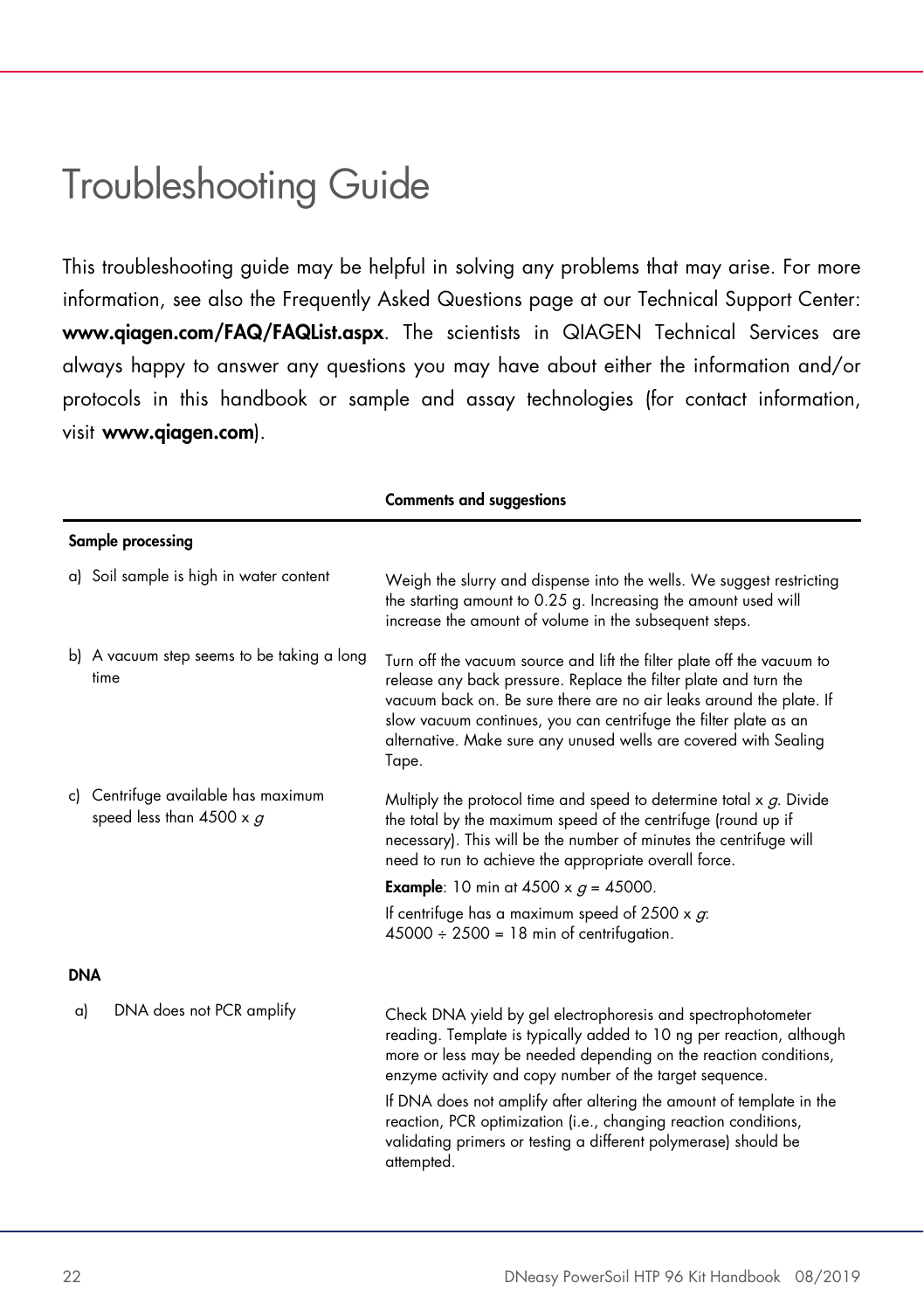# Troubleshooting Guide

This troubleshooting guide may be helpful in solving any problems that may arise. For more information, see also the Frequently Asked Questions page at our Technical Support Center: **www.qiagen.com/FAQ/FAQList.aspx**. The scientists in QIAGEN Technical Services are always happy to answer any questions you may have about either the information and/or protocols in this handbook or sample and assay technologies (for contact information, visit **www.qiagen.com**).

| | Comments and suggestions |
|---|---|
| **Sample processing** | |
| a) Soil sample is high in water content | Weigh the slurry and dispense into the wells. We suggest restricting the starting amount to 0.25 g. Increasing the amount used will increase the amount of volume in the subsequent steps. |
| b) A vacuum step seems to be taking a long time | Turn off the vacuum source and lift the filter plate off the vacuum to release any back pressure. Replace the filter plate and turn the vacuum back on. Be sure there are no air leaks around the plate. If slow vacuum continues, you can centrifuge the filter plate as an alternative. Make sure any unused wells are covered with Sealing Tape. |
| c) Centrifuge available has maximum speed less than 4500 x *g* | Multiply the protocol time and speed to determine total x *g*. Divide the total by the maximum speed of the centrifuge (round up if necessary). This will be the number of minutes the centrifuge will need to run to achieve the appropriate overall force.<br>**Example**: 10 min at 4500 x *g* = 45000.<br>If centrifuge has a maximum speed of 2500 x *g*:<br>45000 ÷ 2500 = 18 min of centrifugation. |
| **DNA** | |
| a) DNA does not PCR amplify | Check DNA yield by gel electrophoresis and spectrophotometer reading. Template is typically added to 10 ng per reaction, although more or less may be needed depending on the reaction conditions, enzyme activity and copy number of the target sequence.<br>If DNA does not amplify after altering the amount of template in the reaction, PCR optimization (i.e., changing reaction conditions, validating primers or testing a different polymerase) should be attempted. |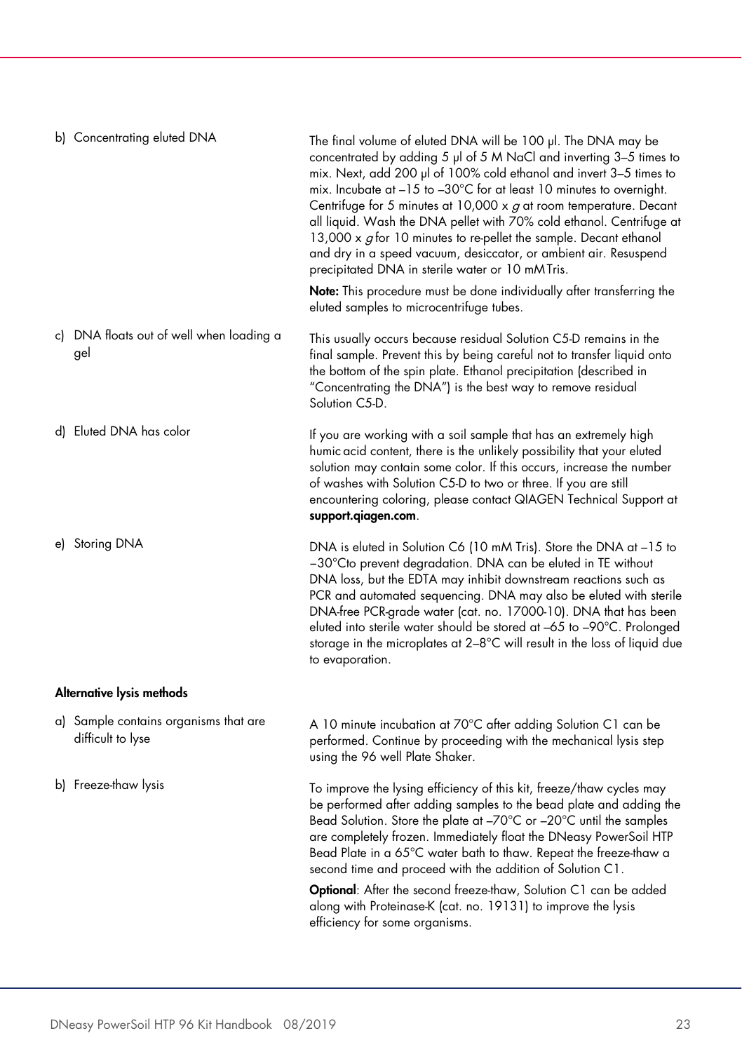| | |
|---|---|
| b) Concentrating eluted DNA | The final volume of eluted DNA will be 100 µl. The DNA may be concentrated by adding 5 µl of 5 M NaCl and inverting 3–5 times to mix. Next, add 200 µl of 100% cold ethanol and invert 3–5 times to mix. Incubate at –15 to –30°C for at least 10 minutes to overnight. Centrifuge for 5 minutes at 10,000 x *g* at room temperature. Decant all liquid. Wash the DNA pellet with 70% cold ethanol. Centrifuge at 13,000 x *g* for 10 minutes to re-pellet the sample. Decant ethanol and dry in a speed vacuum, desiccator, or ambient air. Resuspend precipitated DNA in sterile water or 10 mM Tris.<br><br>**Note:** This procedure must be done individually after transferring the eluted samples to microcentrifuge tubes. |
| c) DNA floats out of well when loading a gel | This usually occurs because residual Solution C5-D remains in the final sample. Prevent this by being careful not to transfer liquid onto the bottom of the spin plate. Ethanol precipitation (described in "Concentrating the DNA") is the best way to remove residual Solution C5-D. |
| d) Eluted DNA has color | If you are working with a soil sample that has an extremely high humic acid content, there is the unlikely possibility that your eluted solution may contain some color. If this occurs, increase the number of washes with Solution C5-D to two or three. If you are still encountering coloring, please contact QIAGEN Technical Support at **support.qiagen.com**. |
| e) Storing DNA | DNA is eluted in Solution C6 (10 mM Tris). Store the DNA at –15 to –30°Cto prevent degradation. DNA can be eluted in TE without DNA loss, but the EDTA may inhibit downstream reactions such as PCR and automated sequencing. DNA may also be eluted with sterile DNA-free PCR-grade water (cat. no. 17000-10). DNA that has been eluted into sterile water should be stored at –65 to –90°C. Prolonged storage in the microplates at 2–8°C will result in the loss of liquid due to evaporation. |
| **Alternative lysis methods** | |
| a) Sample contains organisms that are difficult to lyse | A 10 minute incubation at 70°C after adding Solution C1 can be performed. Continue by proceeding with the mechanical lysis step using the 96 well Plate Shaker. |
| b) Freeze-thaw lysis | To improve the lysing efficiency of this kit, freeze/thaw cycles may be performed after adding samples to the bead plate and adding the Bead Solution. Store the plate at –70°C or –20°C until the samples are completely frozen. Immediately float the DNeasy PowerSoil HTP Bead Plate in a 65°C water bath to thaw. Repeat the freeze-thaw a second time and proceed with the addition of Solution C1.<br><br>**Optional**: After the second freeze-thaw, Solution C1 can be added along with Proteinase-K (cat. no. 19131) to improve the lysis efficiency for some organisms. |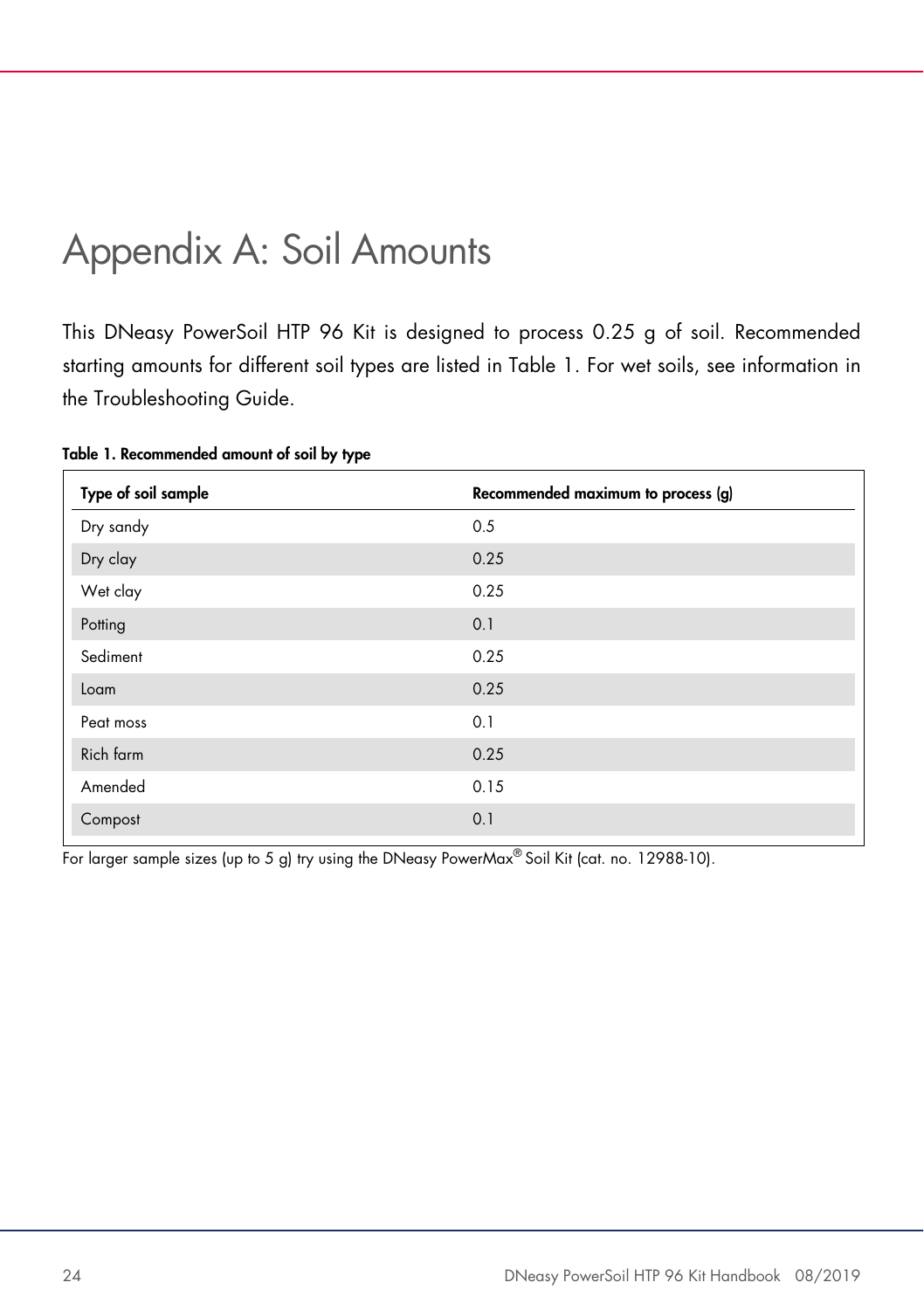# Appendix A: Soil Amounts

This DNeasy PowerSoil HTP 96 Kit is designed to process 0.25 g of soil. Recommended starting amounts for different soil types are listed in Table 1. For wet soils, see information in the Troubleshooting Guide.

**Table 1. Recommended amount of soil by type**

| Type of soil sample | Recommended maximum to process (g) |
|---|---|
| Dry sandy | 0.5 |
| Dry clay | 0.25 |
| Wet clay | 0.25 |
| Potting | 0.1 |
| Sediment | 0.25 |
| Loam | 0.25 |
| Peat moss | 0.1 |
| Rich farm | 0.25 |
| Amended | 0.15 |
| Compost | 0.1 |

For larger sample sizes (up to 5 g) try using the DNeasy PowerMax® Soil Kit (cat. no. 12988-10).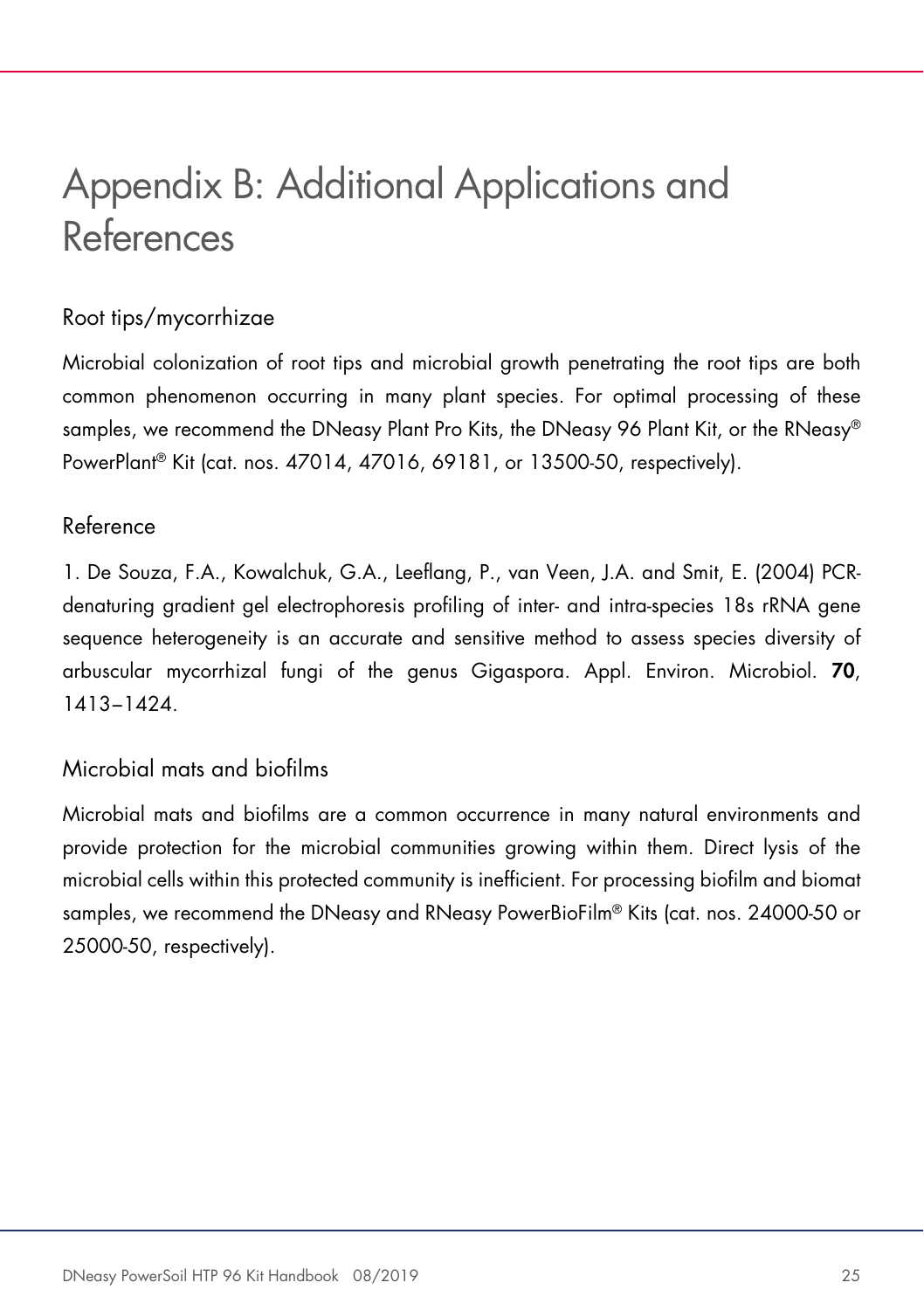# Appendix B: Additional Applications and References

## Root tips/mycorrhizae

Microbial colonization of root tips and microbial growth penetrating the root tips are both common phenomenon occurring in many plant species. For optimal processing of these samples, we recommend the DNeasy Plant Pro Kits, the DNeasy 96 Plant Kit, or the RNeasy® PowerPlant® Kit (cat. nos. 47014, 47016, 69181, or 13500-50, respectively).

## Reference

1. De Souza, F.A., Kowalchuk, G.A., Leeflang, P., van Veen, J.A. and Smit, E. (2004) PCR-denaturing gradient gel electrophoresis profiling of inter- and intra-species 18s rRNA gene sequence heterogeneity is an accurate and sensitive method to assess species diversity of arbuscular mycorrhizal fungi of the genus Gigaspora. Appl. Environ. Microbiol. **70**, 1413–1424.

## Microbial mats and biofilms

Microbial mats and biofilms are a common occurrence in many natural environments and provide protection for the microbial communities growing within them. Direct lysis of the microbial cells within this protected community is inefficient. For processing biofilm and biomat samples, we recommend the DNeasy and RNeasy PowerBioFilm® Kits (cat. nos. 24000-50 or 25000-50, respectively).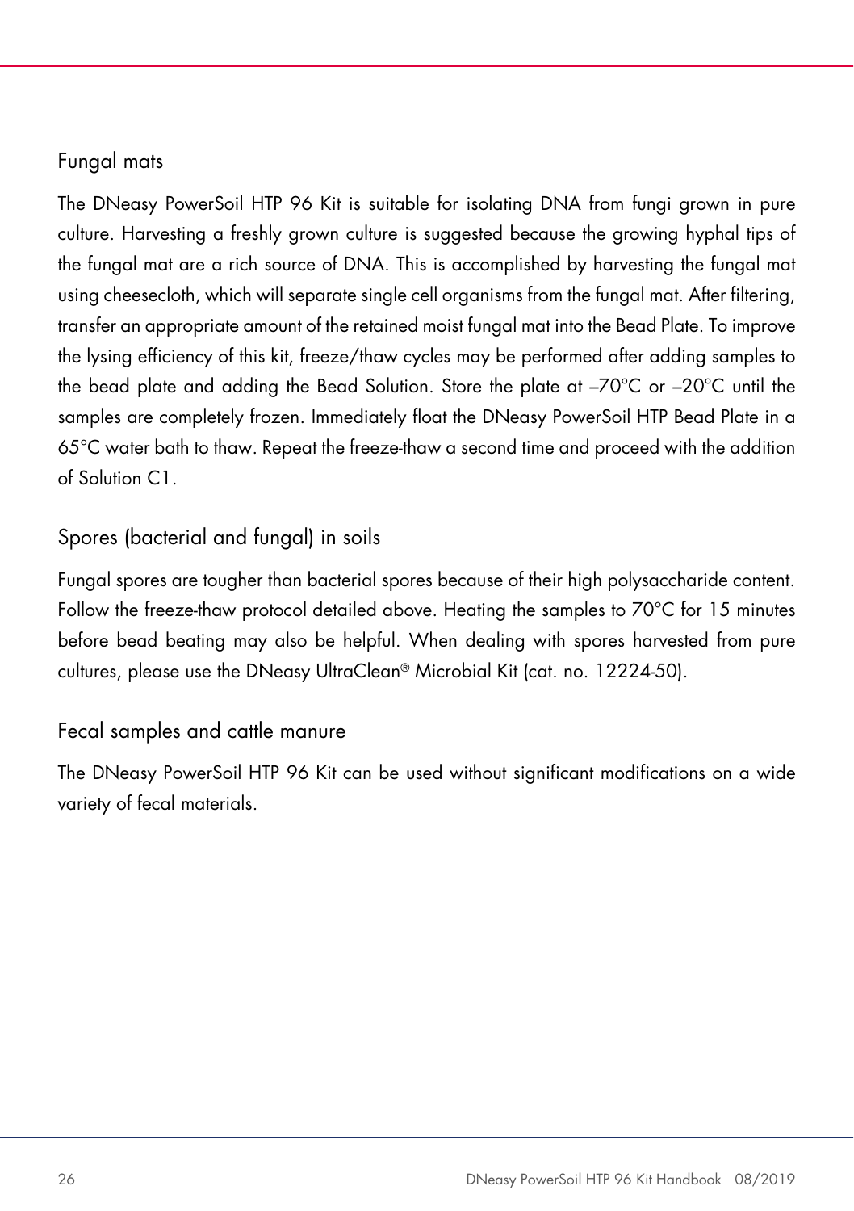### Fungal mats

The DNeasy PowerSoil HTP 96 Kit is suitable for isolating DNA from fungi grown in pure culture. Harvesting a freshly grown culture is suggested because the growing hyphal tips of the fungal mat are a rich source of DNA. This is accomplished by harvesting the fungal mat using cheesecloth, which will separate single cell organisms from the fungal mat. After filtering, transfer an appropriate amount of the retained moist fungal mat into the Bead Plate. To improve the lysing efficiency of this kit, freeze/thaw cycles may be performed after adding samples to the bead plate and adding the Bead Solution. Store the plate at –70°C or –20°C until the samples are completely frozen. Immediately float the DNeasy PowerSoil HTP Bead Plate in a 65°C water bath to thaw. Repeat the freeze-thaw a second time and proceed with the addition of Solution C1.

### Spores (bacterial and fungal) in soils

Fungal spores are tougher than bacterial spores because of their high polysaccharide content. Follow the freeze-thaw protocol detailed above. Heating the samples to 70°C for 15 minutes before bead beating may also be helpful. When dealing with spores harvested from pure cultures, please use the DNeasy UltraClean® Microbial Kit (cat. no. 12224-50).

### Fecal samples and cattle manure

The DNeasy PowerSoil HTP 96 Kit can be used without significant modifications on a wide variety of fecal materials.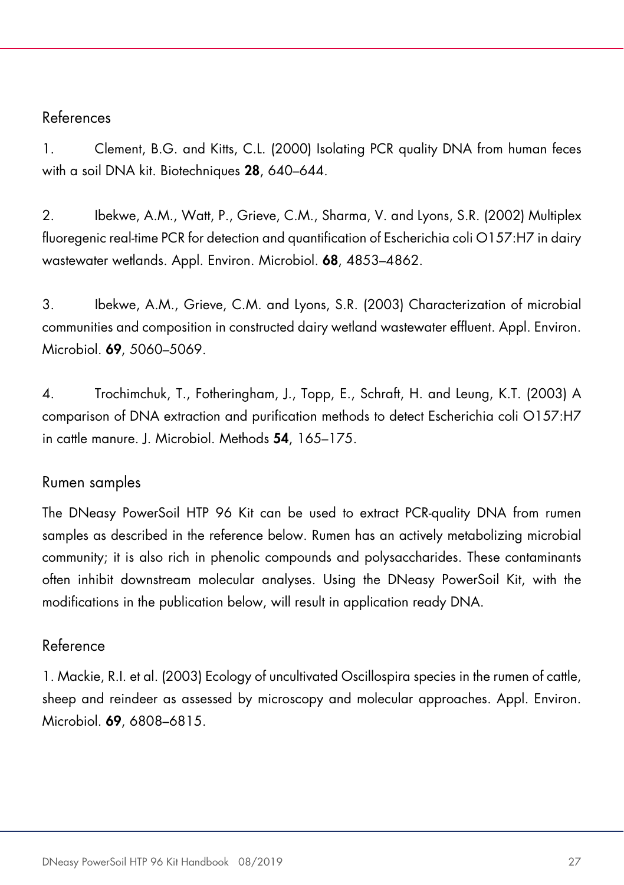### References

1. Clement, B.G. and Kitts, C.L. (2000) Isolating PCR quality DNA from human feces with a soil DNA kit. Biotechniques **28**, 640–644.

2. Ibekwe, A.M., Watt, P., Grieve, C.M., Sharma, V. and Lyons, S.R. (2002) Multiplex fluoregenic real-time PCR for detection and quantification of Escherichia coli O157:H7 in dairy wastewater wetlands. Appl. Environ. Microbiol. **68**, 4853–4862.

3. Ibekwe, A.M., Grieve, C.M. and Lyons, S.R. (2003) Characterization of microbial communities and composition in constructed dairy wetland wastewater effluent. Appl. Environ. Microbiol. **69**, 5060–5069.

4. Trochimchuk, T., Fotheringham, J., Topp, E., Schraft, H. and Leung, K.T. (2003) A comparison of DNA extraction and purification methods to detect Escherichia coli O157:H7 in cattle manure. J. Microbiol. Methods **54**, 165–175.

## Rumen samples

The DNeasy PowerSoil HTP 96 Kit can be used to extract PCR-quality DNA from rumen samples as described in the reference below. Rumen has an actively metabolizing microbial community; it is also rich in phenolic compounds and polysaccharides. These contaminants often inhibit downstream molecular analyses. Using the DNeasy PowerSoil Kit, with the modifications in the publication below, will result in application ready DNA.

### Reference

1. Mackie, R.I. et al. (2003) Ecology of uncultivated Oscillospira species in the rumen of cattle, sheep and reindeer as assessed by microscopy and molecular approaches. Appl. Environ. Microbiol. **69**, 6808–6815.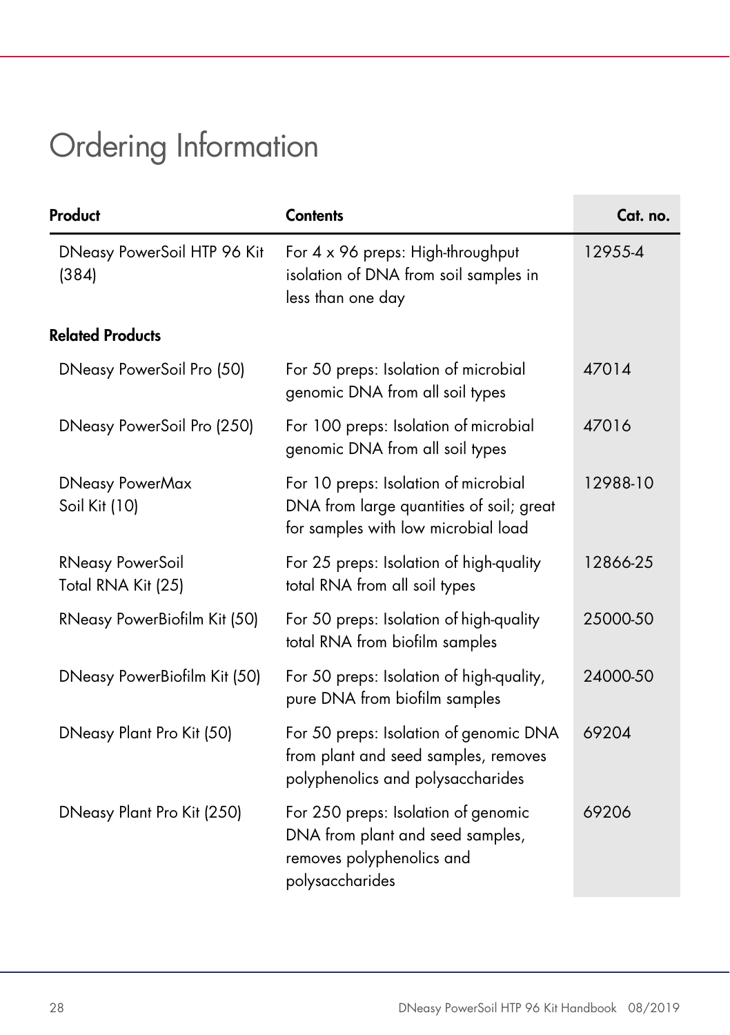# Ordering Information

| Product | Contents | Cat. no. |
|---|---|---|
| DNeasy PowerSoil HTP 96 Kit (384) | For 4 x 96 preps: High-throughput isolation of DNA from soil samples in less than one day | 12955-4 |
| **Related Products** | | |
| DNeasy PowerSoil Pro (50) | For 50 preps: Isolation of microbial genomic DNA from all soil types | 47014 |
| DNeasy PowerSoil Pro (250) | For 100 preps: Isolation of microbial genomic DNA from all soil types | 47016 |
| DNeasy PowerMax Soil Kit (10) | For 10 preps: Isolation of microbial DNA from large quantities of soil; great for samples with low microbial load | 12988-10 |
| RNeasy PowerSoil Total RNA Kit (25) | For 25 preps: Isolation of high-quality total RNA from all soil types | 12866-25 |
| RNeasy PowerBiofilm Kit (50) | For 50 preps: Isolation of high-quality total RNA from biofilm samples | 25000-50 |
| DNeasy PowerBiofilm Kit (50) | For 50 preps: Isolation of high-quality, pure DNA from biofilm samples | 24000-50 |
| DNeasy Plant Pro Kit (50) | For 50 preps: Isolation of genomic DNA from plant and seed samples, removes polyphenolics and polysaccharides | 69204 |
| DNeasy Plant Pro Kit (250) | For 250 preps: Isolation of genomic DNA from plant and seed samples, removes polyphenolics and polysaccharides | 69206 |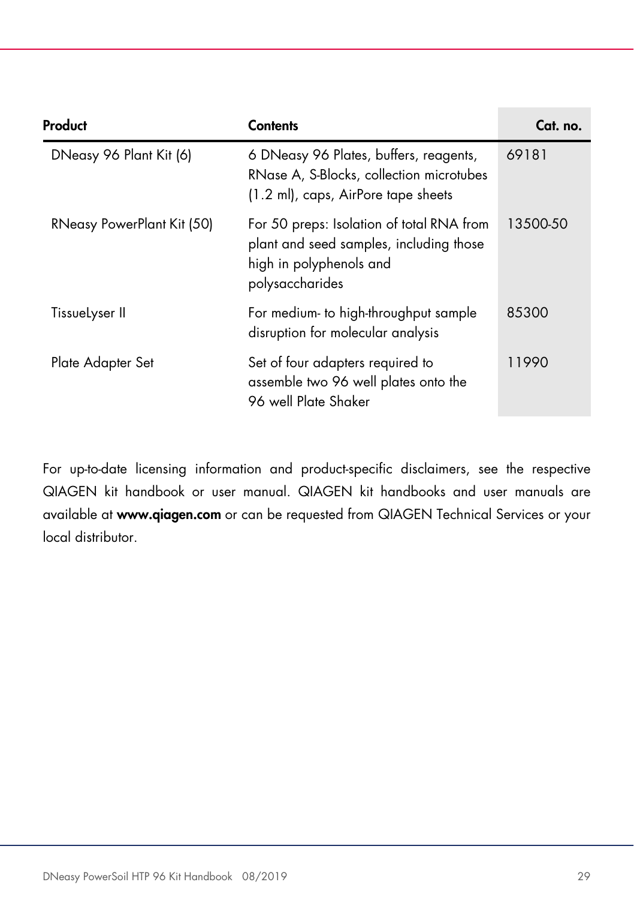| Product | Contents | Cat. no. |
|---|---|---|
| DNeasy 96 Plant Kit (6) | 6 DNeasy 96 Plates, buffers, reagents, RNase A, S-Blocks, collection microtubes (1.2 ml), caps, AirPore tape sheets | 69181 |
| RNeasy PowerPlant Kit (50) | For 50 preps: Isolation of total RNA from plant and seed samples, including those high in polyphenols and polysaccharides | 13500-50 |
| TissueLyser II | For medium- to high-throughput sample disruption for molecular analysis | 85300 |
| Plate Adapter Set | Set of four adapters required to assemble two 96 well plates onto the 96 well Plate Shaker | 11990 |

For up-to-date licensing information and product-specific disclaimers, see the respective QIAGEN kit handbook or user manual. QIAGEN kit handbooks and user manuals are available at **www.qiagen.com** or can be requested from QIAGEN Technical Services or your local distributor.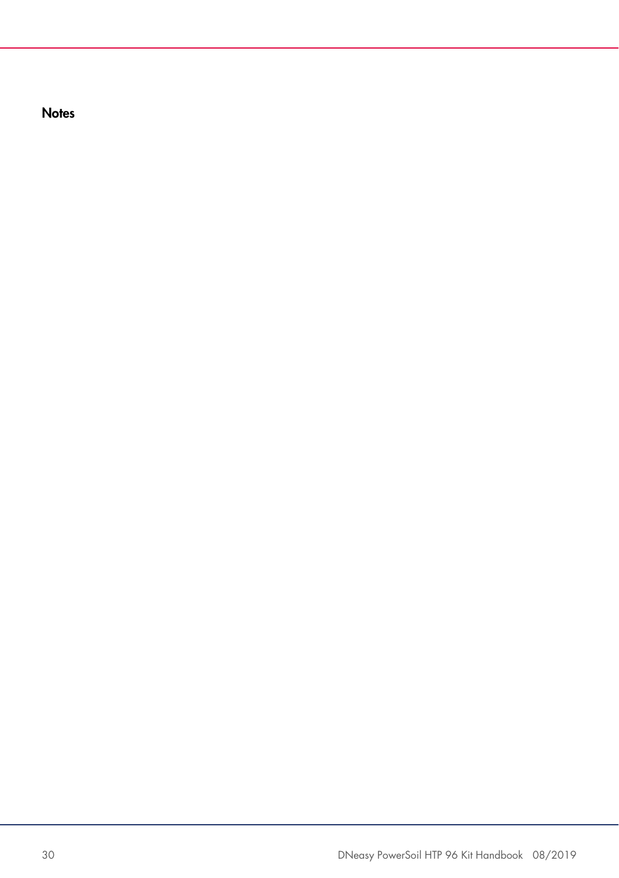# Notes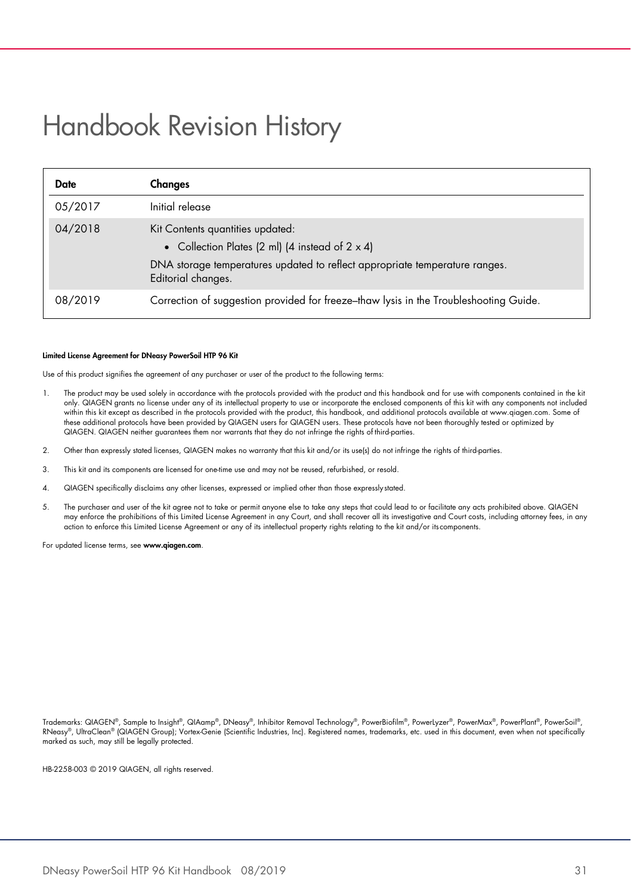# Handbook Revision History

| Date | Changes |
|---|---|
| 05/2017 | Initial release |
| 04/2018 | Kit Contents quantities updated:<br>• Collection Plates (2 ml) (4 instead of 2 x 4)<br>DNA storage temperatures updated to reflect appropriate temperature ranges.<br>Editorial changes. |
| 08/2019 | Correction of suggestion provided for freeze–thaw lysis in the Troubleshooting Guide. |

**Limited License Agreement for DNeasy PowerSoil HTP 96 Kit**

Use of this product signifies the agreement of any purchaser or user of the product to the following terms:

1. The product may be used solely in accordance with the protocols provided with the product and this handbook and for use with components contained in the kit only. QIAGEN grants no license under any of its intellectual property to use or incorporate the enclosed components of this kit with any components not included within this kit except as described in the protocols provided with the product, this handbook, and additional protocols available at www.qiagen.com. Some of these additional protocols have been provided by QIAGEN users for QIAGEN users. These protocols have not been thoroughly tested or optimized by QIAGEN. QIAGEN neither guarantees them nor warrants that they do not infringe the rights of third-parties.
2. Other than expressly stated licenses, QIAGEN makes no warranty that this kit and/or its use(s) do not infringe the rights of third-parties.
3. This kit and its components are licensed for one-time use and may not be reused, refurbished, or resold.
4. QIAGEN specifically disclaims any other licenses, expressed or implied other than those expressly stated.
5. The purchaser and user of the kit agree not to take or permit anyone else to take any steps that could lead to or facilitate any acts prohibited above. QIAGEN may enforce the prohibitions of this Limited License Agreement in any Court, and shall recover all its investigative and Court costs, including attorney fees, in any action to enforce this Limited License Agreement or any of its intellectual property rights relating to the kit and/or its components.

For updated license terms, see **www.qiagen.com**.

Trademarks: QIAGEN®, Sample to Insight®, QIAamp®, DNeasy®, Inhibitor Removal Technology®, PowerBiofilm®, PowerLyzer®, PowerMax®, PowerPlant®, PowerSoil®, RNeasy®, UltraClean® (QIAGEN Group); Vortex-Genie (Scientific Industries, Inc). Registered names, trademarks, etc. used in this document, even when not specifically marked as such, may still be legally protected.

HB-2258-003 © 2019 QIAGEN, all rights reserved.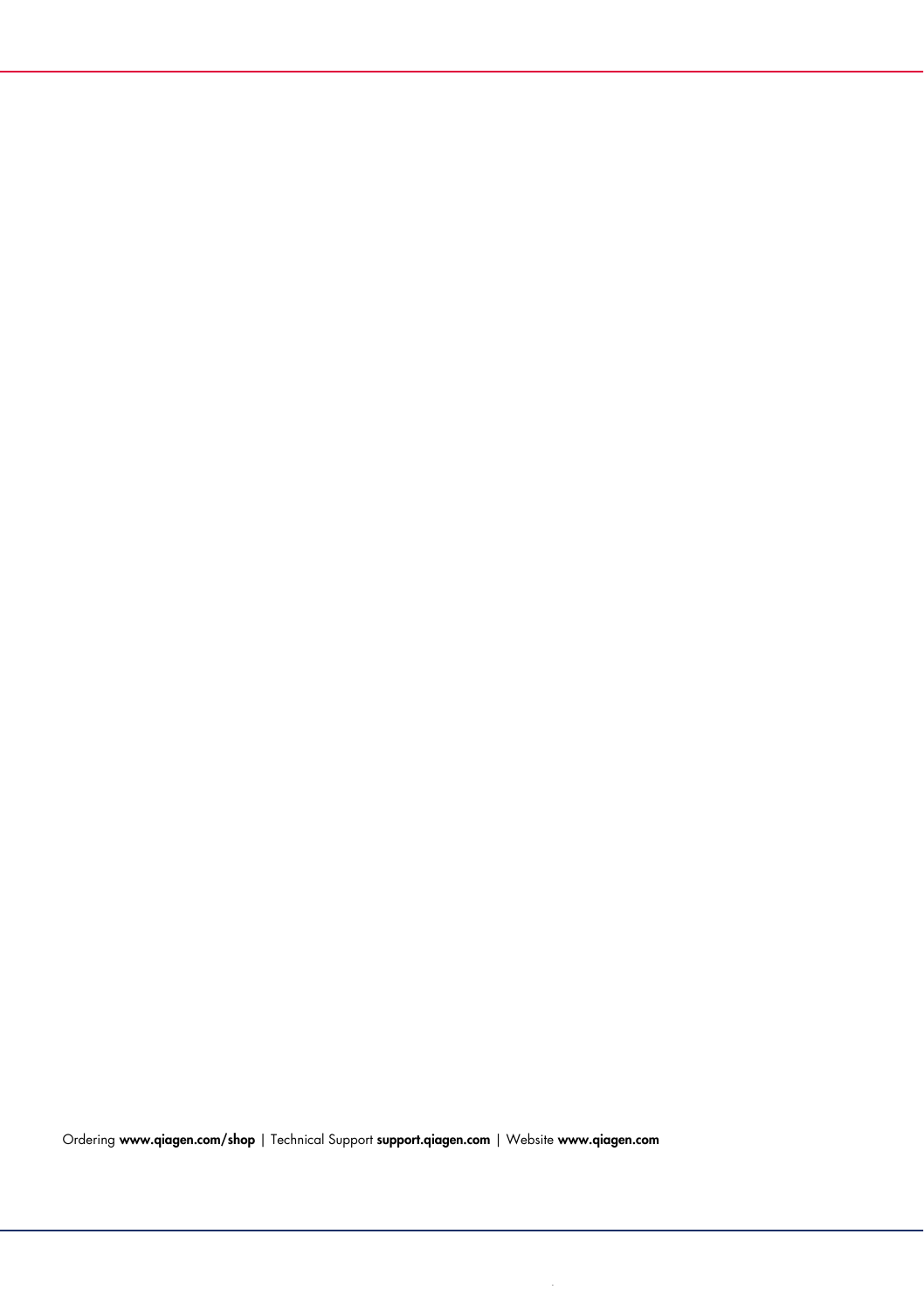Ordering **www.qiagen.com/shop** | Technical Support **support.qiagen.com** | Website **www.qiagen.com**